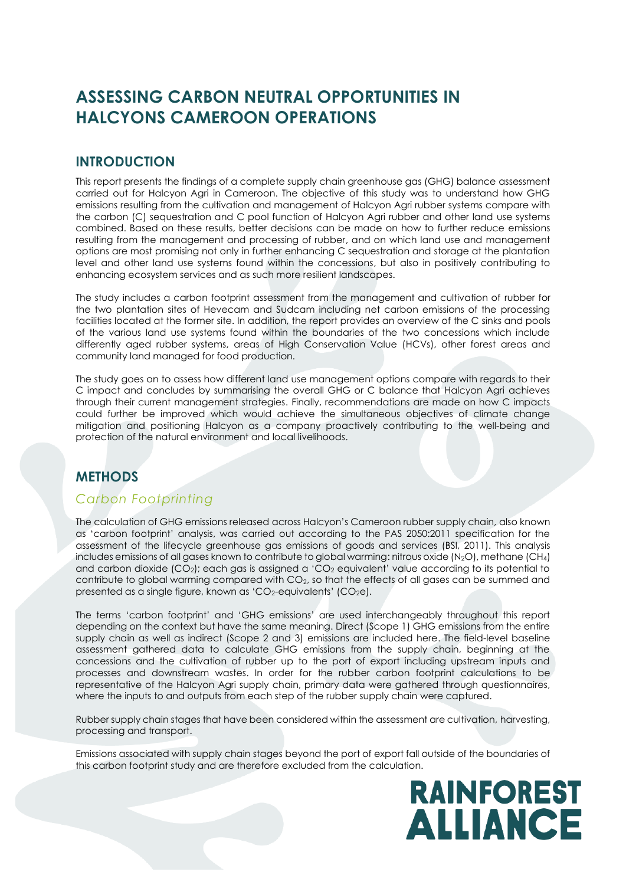# ASSESSING CARBON NEUTRAL OPPORTUNITIES IN HALCYONS CAMEROON OPERATIONS

## INTRODUCTION

This report presents the findings of a complete supply chain greenhouse gas (GHG) balance assessment carried out for Halcyon Agri in Cameroon. The objective of this study was to understand how GHG emissions resulting from the cultivation and management of Halcyon Agri rubber systems compare with the carbon (C) sequestration and C pool function of Halcyon Agri rubber and other land use systems combined. Based on these results, better decisions can be made on how to further reduce emissions resulting from the management and processing of rubber, and on which land use and management options are most promising not only in further enhancing C sequestration and storage at the plantation level and other land use systems found within the concessions, but also in positively contributing to enhancing ecosystem services and as such more resilient landscapes.

The study includes a carbon footprint assessment from the management and cultivation of rubber for the two plantation sites of Hevecam and Sudcam including net carbon emissions of the processing facilities located at the former site. In addition, the report provides an overview of the C sinks and pools of the various land use systems found within the boundaries of the two concessions which include differently aged rubber systems, areas of High Conservation Value (HCVs), other forest areas and community land managed for food production.

The study goes on to assess how different land use management options compare with regards to their C impact and concludes by summarising the overall GHG or C balance that Halcyon Agri achieves through their current management strategies. Finally, recommendations are made on how C impacts could further be improved which would achieve the simultaneous objectives of climate change mitigation and positioning Halcyon as a company proactively contributing to the well-being and protection of the natural environment and local livelihoods.

## METHODS

### *Carbon Footprinting*

The calculation of GHG emissions released across Halcyon's Cameroon rubber supply chain, also known as 'carbon footprint' analysis, was carried out according to the PAS 2050:2011 specification for the assessment of the lifecycle greenhouse gas emissions of goods and services (BSI, 2011). This analysis includes emissions of all gases known to contribute to global warming: nitrous oxide ($N_2O$), methane ($CH_4$) and carbon dioxide ($CO_2$); each gas is assigned a '$CO_2$ equivalent' value according to its potential to contribute to global warming compared with $CO_2$, so that the effects of all gases can be summed and presented as a single figure, known as '$CO_2$-equivalents' ($CO_2e$).

The terms 'carbon footprint' and 'GHG emissions' are used interchangeably throughout this report depending on the context but have the same meaning. Direct (Scope 1) GHG emissions from the entire supply chain as well as indirect (Scope 2 and 3) emissions are included here. The field-level baseline assessment gathered data to calculate GHG emissions from the supply chain, beginning at the concessions and the cultivation of rubber up to the port of export including upstream inputs and processes and downstream wastes. In order for the rubber carbon footprint calculations to be representative of the Halcyon Agri supply chain, primary data were gathered through questionnaires, where the inputs to and outputs from each step of the rubber supply chain were captured.

Rubber supply chain stages that have been considered within the assessment are cultivation, harvesting, processing and transport.

Emissions associated with supply chain stages beyond the port of export fall outside of the boundaries of this carbon footprint study and are therefore excluded from the calculation.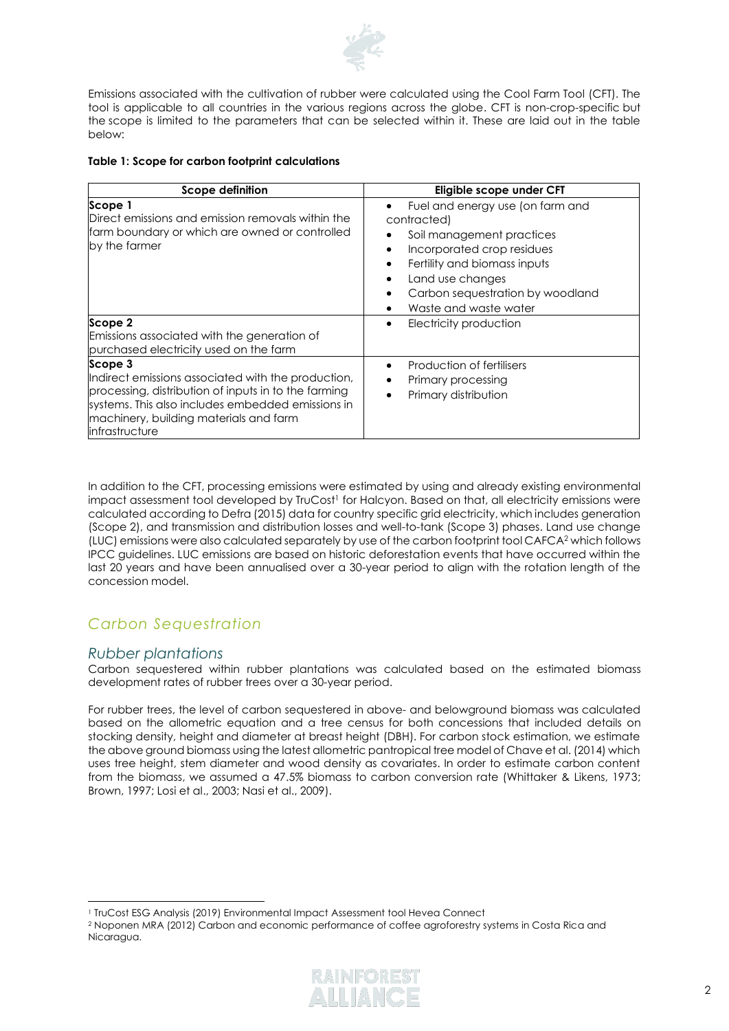Emissions associated with the cultivation of rubber were calculated using the Cool Farm Tool (CFT). The tool is applicable to all countries in the various regions across the globe. CFT is non-crop-specific but the scope is limited to the parameters that can be selected within it. These are laid out in the table below:

**Table 1: Scope for carbon footprint calculations**

| Scope definition | Eligible scope under CFT |
|---|---|
| **Scope 1**<br>Direct emissions and emission removals within the farm boundary or which are owned or controlled by the farmer | • Fuel and energy use (on farm and contracted)<br>• Soil management practices<br>• Incorporated crop residues<br>• Fertility and biomass inputs<br>• Land use changes<br>• Carbon sequestration by woodland<br>• Waste and waste water |
| **Scope 2**<br>Emissions associated with the generation of purchased electricity used on the farm | • Electricity production |
| **Scope 3**<br>Indirect emissions associated with the production, processing, distribution of inputs in to the farming systems. This also includes embedded emissions in machinery, building materials and farm infrastructure | • Production of fertilisers<br>• Primary processing<br>• Primary distribution |

In addition to the CFT, processing emissions were estimated by using and already existing environmental impact assessment tool developed by TruCost[1] for Halcyon. Based on that, all electricity emissions were calculated according to Defra (2015) data for country specific grid electricity, which includes generation (Scope 2), and transmission and distribution losses and well-to-tank (Scope 3) phases. Land use change (LUC) emissions were also calculated separately by use of the carbon footprint tool CAFCA[2] which follows IPCC guidelines. LUC emissions are based on historic deforestation events that have occurred within the last 20 years and have been annualised over a 30-year period to align with the rotation length of the concession model.

## *Carbon Sequestration*

### *Rubber plantations*

Carbon sequestered within rubber plantations was calculated based on the estimated biomass development rates of rubber trees over a 30-year period.

For rubber trees, the level of carbon sequestered in above- and belowground biomass was calculated based on the allometric equation and a tree census for both concessions that included details on stocking density, height and diameter at breast height (DBH). For carbon stock estimation, we estimate the above ground biomass using the latest allometric pantropical tree model of Chave et al. (2014) which uses tree height, stem diameter and wood density as covariates. In order to estimate carbon content from the biomass, we assumed a 47.5% biomass to carbon conversion rate (Whittaker & Likens, 1973; Brown, 1997; Losi et al., 2003; Nasi et al., 2009).

---

[1] TruCost ESG Analysis (2019) Environmental Impact Assessment tool Hevea Connect

[2] Noponen MRA (2012) Carbon and economic performance of coffee agroforestry systems in Costa Rica and Nicaragua.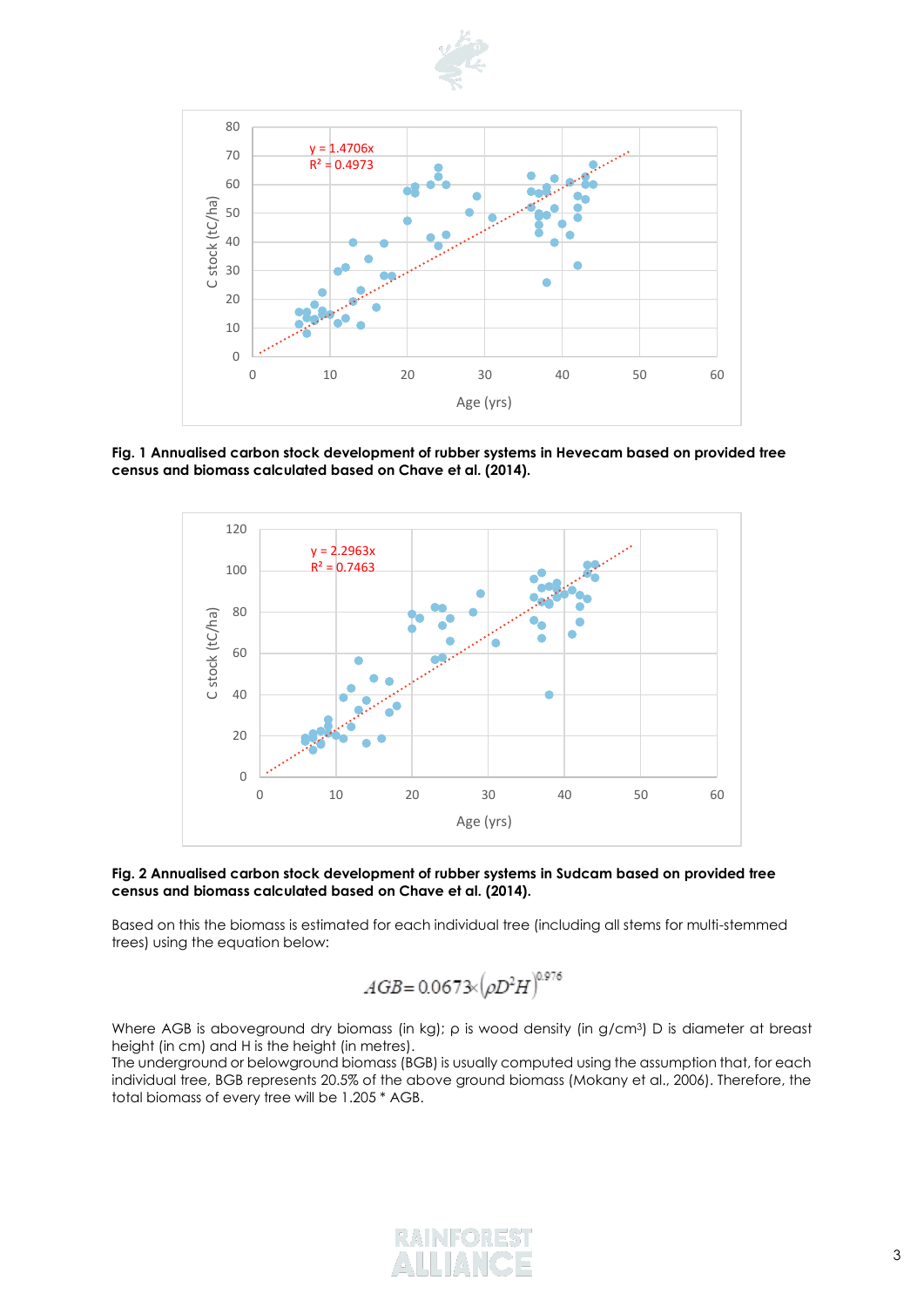Fig. 1 Annualised carbon stock development of rubber systems in Hevecam based on provided tree census and biomass calculated based on Chave et al. (2014).

Fig. 2 Annualised carbon stock development of rubber systems in Sudcam based on provided tree census and biomass calculated based on Chave et al. (2014).

Based on this the biomass is estimated for each individual tree (including all stems for multi-stemmed trees) using the equation below:

$$AGB = 0.0673 \times \left(\rho D^2 H\right)^{0.976}$$

Where AGB is aboveground dry biomass (in kg); ρ is wood density (in g/cm³) D is diameter at breast height (in cm) and H is the height (in metres).

The underground or belowground biomass (BGB) is usually computed using the assumption that, for each individual tree, BGB represents 20.5% of the above ground biomass (Mokany et al., 2006). Therefore, the total biomass of every tree will be 1.205 * AGB.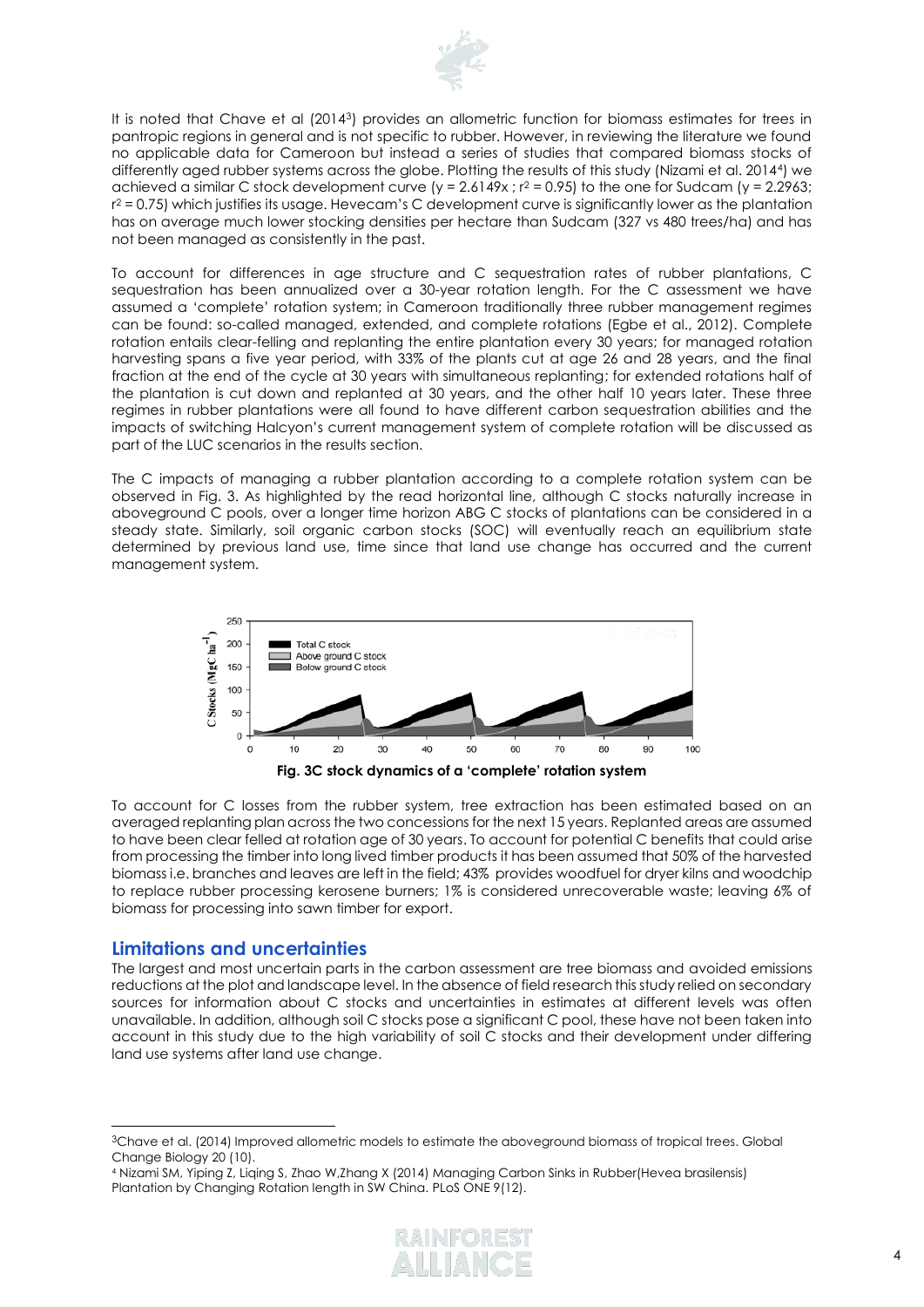It is noted that Chave et al (2014[3]) provides an allometric function for biomass estimates for trees in pantropic regions in general and is not specific to rubber. However, in reviewing the literature we found no applicable data for Cameroon but instead a series of studies that compared biomass stocks of differently aged rubber systems across the globe. Plotting the results of this study (Nizami et al. 2014[4]) we achieved a similar C stock development curve ($y = 2.6149x$ ; $r^2 = 0.95$) to the one for Sudcam ($y = 2.2963$; $r^2 = 0.75$) which justifies its usage. Hevecam's C development curve is significantly lower as the plantation has on average much lower stocking densities per hectare than Sudcam (327 vs 480 trees/ha) and has not been managed as consistently in the past.

To account for differences in age structure and C sequestration rates of rubber plantations, C sequestration has been annualized over a 30-year rotation length. For the C assessment we have assumed a 'complete' rotation system; in Cameroon traditionally three rubber management regimes can be found: so-called managed, extended, and complete rotations (Egbe et al., 2012). Complete rotation entails clear-felling and replanting the entire plantation every 30 years; for managed rotation harvesting spans a five year period, with 33% of the plants cut at age 26 and 28 years, and the final fraction at the end of the cycle at 30 years with simultaneous replanting; for extended rotations half of the plantation is cut down and replanted at 30 years, and the other half 10 years later. These three regimes in rubber plantations were all found to have different carbon sequestration abilities and the impacts of switching Halcyon's current management system of complete rotation will be discussed as part of the LUC scenarios in the results section.

The C impacts of managing a rubber plantation according to a complete rotation system can be observed in Fig. 3. As highlighted by the read horizontal line, although C stocks naturally increase in aboveground C pools, over a longer time horizon ABG C stocks of plantations can be considered in a steady state. Similarly, soil organic carbon stocks (SOC) will eventually reach an equilibrium state determined by previous land use, time since that land use change has occurred and the current management system.

**Fig. 3C stock dynamics of a 'complete' rotation system**

To account for C losses from the rubber system, tree extraction has been estimated based on an averaged replanting plan across the two concessions for the next 15 years. Replanted areas are assumed to have been clear felled at rotation age of 30 years. To account for potential C benefits that could arise from processing the timber into long lived timber products it has been assumed that 50% of the harvested biomass i.e. branches and leaves are left in the field; 43% provides woodfuel for dryer kilns and woodchip to replace rubber processing kerosene burners; 1% is considered unrecoverable waste; leaving 6% of biomass for processing into sawn timber for export.

## Limitations and uncertainties

The largest and most uncertain parts in the carbon assessment are tree biomass and avoided emissions reductions at the plot and landscape level. In the absence of field research this study relied on secondary sources for information about C stocks and uncertainties in estimates at different levels was often unavailable. In addition, although soil C stocks pose a significant C pool, these have not been taken into account in this study due to the high variability of soil C stocks and their development under differing land use systems after land use change.

---

[3] Chave et al. (2014) Improved allometric models to estimate the aboveground biomass of tropical trees. Global Change Biology 20 (10).

[4] Nizami SM, Yiping Z, Liqing S, Zhao W,Zhang X (2014) Managing Carbon Sinks in Rubber(Hevea brasilensis) Plantation by Changing Rotation length in SW China. PLoS ONE 9(12).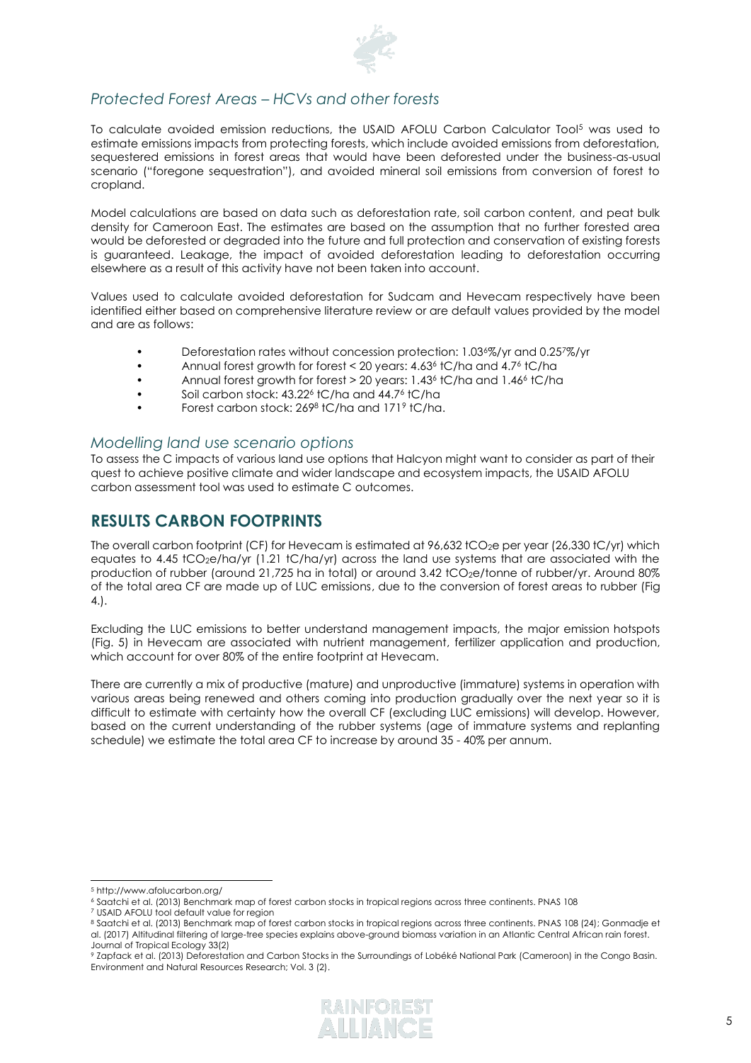## *Protected Forest Areas – HCVs and other forests*

To calculate avoided emission reductions, the USAID AFOLU Carbon Calculator Tool[5] was used to estimate emissions impacts from protecting forests, which include avoided emissions from deforestation, sequestered emissions in forest areas that would have been deforested under the business-as-usual scenario ("foregone sequestration"), and avoided mineral soil emissions from conversion of forest to cropland.

Model calculations are based on data such as deforestation rate, soil carbon content, and peat bulk density for Cameroon East. The estimates are based on the assumption that no further forested area would be deforested or degraded into the future and full protection and conservation of existing forests is guaranteed. Leakage, the impact of avoided deforestation leading to deforestation occurring elsewhere as a result of this activity have not been taken into account.

Values used to calculate avoided deforestation for Sudcam and Hevecam respectively have been identified either based on comprehensive literature review or are default values provided by the model and are as follows:

- Deforestation rates without concession protection: 1.03[6]%/yr and 0.25[7]%/yr
- Annual forest growth for forest < 20 years: 4.63[6] tC/ha and 4.7[6] tC/ha
- Annual forest growth for forest > 20 years: 1.43[6] tC/ha and 1.46[6] tC/ha
- Soil carbon stock: 43.22[6] tC/ha and 44.7[6] tC/ha
- Forest carbon stock: 269[8] tC/ha and 171[9] tC/ha.

## *Modelling land use scenario options*

To assess the C impacts of various land use options that Halcyon might want to consider as part of their quest to achieve positive climate and wider landscape and ecosystem impacts, the USAID AFOLU carbon assessment tool was used to estimate C outcomes.

# RESULTS CARBON FOOTPRINTS

The overall carbon footprint (CF) for Hevecam is estimated at 96,632 $tCO_2e$ per year (26,330 tC/yr) which equates to 4.45 $tCO_2e$/ha/yr (1.21 tC/ha/yr) across the land use systems that are associated with the production of rubber (around 21,725 ha in total) or around 3.42 $tCO_2e$/tonne of rubber/yr. Around 80% of the total area CF are made up of LUC emissions, due to the conversion of forest areas to rubber (Fig 4.).

Excluding the LUC emissions to better understand management impacts, the major emission hotspots (Fig. 5) in Hevecam are associated with nutrient management, fertilizer application and production, which account for over 80% of the entire footprint at Hevecam.

There are currently a mix of productive (mature) and unproductive (immature) systems in operation with various areas being renewed and others coming into production gradually over the next year so it is difficult to estimate with certainty how the overall CF (excluding LUC emissions) will develop. However, based on the current understanding of the rubber systems (age of immature systems and replanting schedule) we estimate the total area CF to increase by around 35 - 40% per annum.

---

[5] http://www.afolucarbon.org/

[6] Saatchi et al. (2013) Benchmark map of forest carbon stocks in tropical regions across three continents. PNAS 108

[7] USAID AFOLU tool default value for region

[8] Saatchi et al. (2013) Benchmark map of forest carbon stocks in tropical regions across three continents. PNAS 108 (24); Gonmadje et al. (2017) Altitudinal filtering of large-tree species explains above-ground biomass variation in an Atlantic Central African rain forest. Journal of Tropical Ecology 33(2)

[9] Zapfack et al. (2013) Deforestation and Carbon Stocks in the Surroundings of Lobéké National Park (Cameroon) in the Congo Basin. Environment and Natural Resources Research; Vol. 3 (2).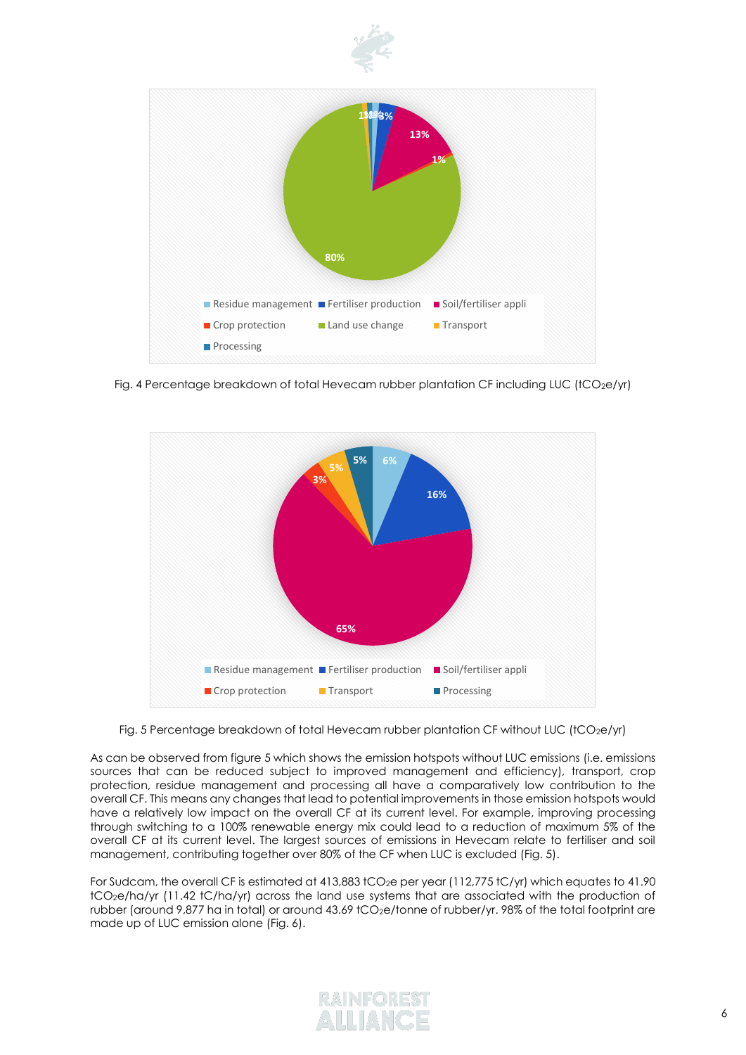Fig. 4 Percentage breakdown of total Hevecam rubber plantation CF including LUC ($tCO_2e/yr$)

Fig. 5 Percentage breakdown of total Hevecam rubber plantation CF without LUC ($tCO_2e/yr$)

As can be observed from figure 5 which shows the emission hotspots without LUC emissions (i.e. emissions sources that can be reduced subject to improved management and efficiency), transport, crop protection, residue management and processing all have a comparatively low contribution to the overall CF. This means any changes that lead to potential improvements in those emission hotspots would have a relatively low impact on the overall CF at its current level. For example, improving processing through switching to a 100% renewable energy mix could lead to a reduction of maximum 5% of the overall CF at its current level. The largest sources of emissions in Hevecam relate to fertiliser and soil management, contributing together over 80% of the CF when LUC is excluded (Fig. 5).

For Sudcam, the overall CF is estimated at 413,883 $tCO_2e$ per year (112,775 tC/yr) which equates to 41.90 $tCO_2e/ha/yr$ (11.42 tC/ha/yr) across the land use systems that are associated with the production of rubber (around 9,877 ha in total) or around 43.69 $tCO_2e$/tonne of rubber/yr. 98% of the total footprint are made up of LUC emission alone (Fig. 6).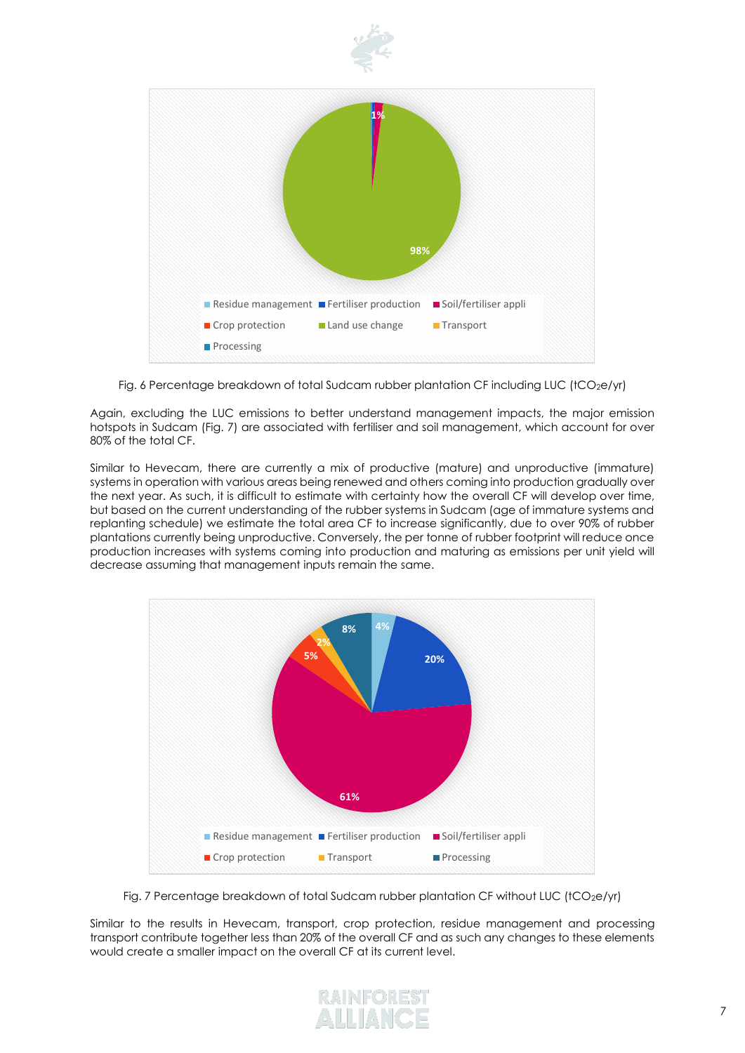Fig. 6 Percentage breakdown of total Sudcam rubber plantation CF including LUC ($tCO_2e/yr$)

Again, excluding the LUC emissions to better understand management impacts, the major emission hotspots in Sudcam (Fig. 7) are associated with fertiliser and soil management, which account for over 80% of the total CF.

Similar to Hevecam, there are currently a mix of productive (mature) and unproductive (immature) systems in operation with various areas being renewed and others coming into production gradually over the next year. As such, it is difficult to estimate with certainty how the overall CF will develop over time, but based on the current understanding of the rubber systems in Sudcam (age of immature systems and replanting schedule) we estimate the total area CF to increase significantly, due to over 90% of rubber plantations currently being unproductive. Conversely, the per tonne of rubber footprint will reduce once production increases with systems coming into production and maturing as emissions per unit yield will decrease assuming that management inputs remain the same.

Fig. 7 Percentage breakdown of total Sudcam rubber plantation CF without LUC ($tCO_2e/yr$)

Similar to the results in Hevecam, transport, crop protection, residue management and processing transport contribute together less than 20% of the overall CF and as such any changes to these elements would create a smaller impact on the overall CF at its current level.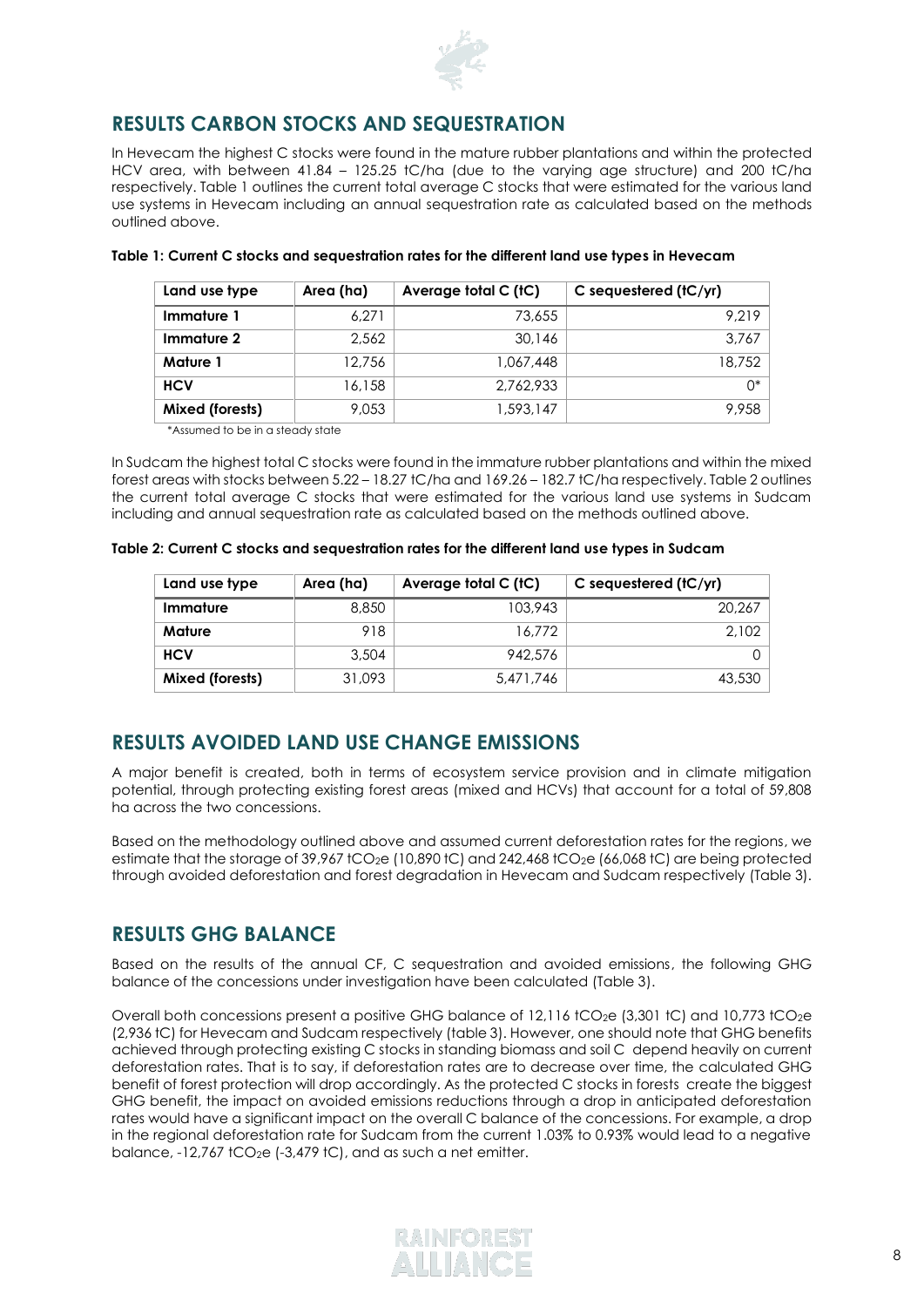## RESULTS CARBON STOCKS AND SEQUESTRATION

In Hevecam the highest C stocks were found in the mature rubber plantations and within the protected HCV area, with between 41.84 – 125.25 tC/ha (due to the varying age structure) and 200 tC/ha respectively. Table 1 outlines the current total average C stocks that were estimated for the various land use systems in Hevecam including an annual sequestration rate as calculated based on the methods outlined above.

**Table 1: Current C stocks and sequestration rates for the different land use types in Hevecam**

| Land use type | Area (ha) | Average total C (tC) | C sequestered (tC/yr) |
|---|---|---|---|
| **Immature 1** | 6,271 | 73,655 | 9,219 |
| **Immature 2** | 2,562 | 30,146 | 3,767 |
| **Mature 1** | 12,756 | 1,067,448 | 18,752 |
| **HCV** | 16,158 | 2,762,933 | 0* |
| **Mixed (forests)** | 9,053 | 1,593,147 | 9,958 |

*Assumed to be in a steady state

In Sudcam the highest total C stocks were found in the immature rubber plantations and within the mixed forest areas with stocks between 5.22 – 18.27 tC/ha and 169.26 – 182.7 tC/ha respectively. Table 2 outlines the current total average C stocks that were estimated for the various land use systems in Sudcam including and annual sequestration rate as calculated based on the methods outlined above.

**Table 2: Current C stocks and sequestration rates for the different land use types in Sudcam**

| Land use type | Area (ha) | Average total C (tC) | C sequestered (tC/yr) |
|---|---|---|---|
| **Immature** | 8,850 | 103,943 | 20,267 |
| **Mature** | 918 | 16,772 | 2,102 |
| **HCV** | 3,504 | 942,576 | 0 |
| **Mixed (forests)** | 31,093 | 5,471,746 | 43,530 |

## RESULTS AVOIDED LAND USE CHANGE EMISSIONS

A major benefit is created, both in terms of ecosystem service provision and in climate mitigation potential, through protecting existing forest areas (mixed and HCVs) that account for a total of 59,808 ha across the two concessions.

Based on the methodology outlined above and assumed current deforestation rates for the regions, we estimate that the storage of 39,967 $tCO_2e$ (10,890 tC) and 242,468 $tCO_2e$ (66,068 tC) are being protected through avoided deforestation and forest degradation in Hevecam and Sudcam respectively (Table 3).

## RESULTS GHG BALANCE

Based on the results of the annual CF, C sequestration and avoided emissions, the following GHG balance of the concessions under investigation have been calculated (Table 3).

Overall both concessions present a positive GHG balance of 12,116 $tCO_2e$ (3,301 tC) and 10,773 $tCO_2e$ (2,936 tC) for Hevecam and Sudcam respectively (table 3). However, one should note that GHG benefits achieved through protecting existing C stocks in standing biomass and soil C depend heavily on current deforestation rates. That is to say, if deforestation rates are to decrease over time, the calculated GHG benefit of forest protection will drop accordingly. As the protected C stocks in forests create the biggest GHG benefit, the impact on avoided emissions reductions through a drop in anticipated deforestation rates would have a significant impact on the overall C balance of the concessions. For example, a drop in the regional deforestation rate for Sudcam from the current 1.03% to 0.93% would lead to a negative balance, -12,767 $tCO_2e$ (-3,479 tC), and as such a net emitter.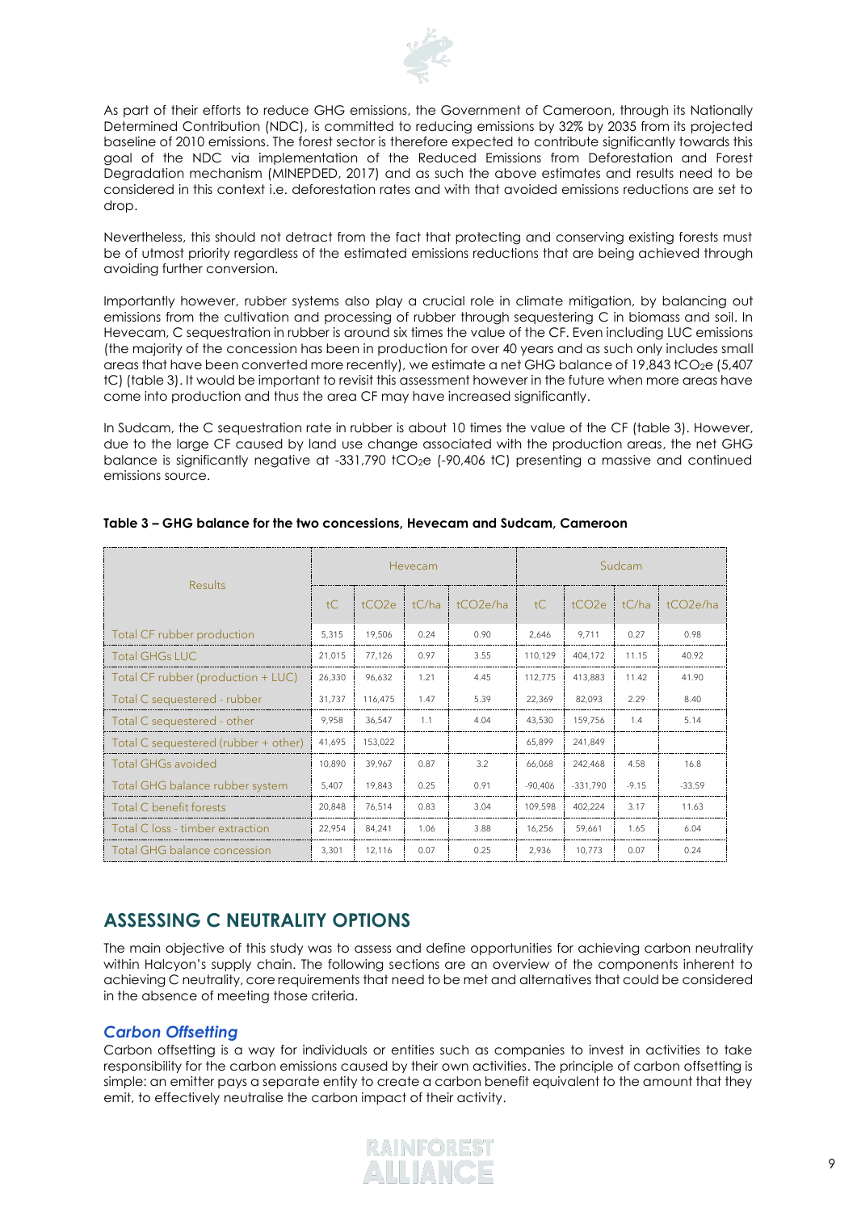As part of their efforts to reduce GHG emissions, the Government of Cameroon, through its Nationally Determined Contribution (NDC), is committed to reducing emissions by 32% by 2035 from its projected baseline of 2010 emissions. The forest sector is therefore expected to contribute significantly towards this goal of the NDC via implementation of the Reduced Emissions from Deforestation and Forest Degradation mechanism (MINEPDED, 2017) and as such the above estimates and results need to be considered in this context i.e. deforestation rates and with that avoided emissions reductions are set to drop.

Nevertheless, this should not detract from the fact that protecting and conserving existing forests must be of utmost priority regardless of the estimated emissions reductions that are being achieved through avoiding further conversion.

Importantly however, rubber systems also play a crucial role in climate mitigation, by balancing out emissions from the cultivation and processing of rubber through sequestering C in biomass and soil. In Hevecam, C sequestration in rubber is around six times the value of the CF. Even including LUC emissions (the majority of the concession has been in production for over 40 years and as such only includes small areas that have been converted more recently), we estimate a net GHG balance of 19,843 $tCO_2e$ (5,407 tC) (table 3). It would be important to revisit this assessment however in the future when more areas have come into production and thus the area CF may have increased significantly.

In Sudcam, the C sequestration rate in rubber is about 10 times the value of the CF (table 3). However, due to the large CF caused by land use change associated with the production areas, the net GHG balance is significantly negative at -331,790 $tCO_2e$ (-90,406 tC) presenting a massive and continued emissions source.

**Table 3 – GHG balance for the two concessions, Hevecam and Sudcam, Cameroon**

| Results | Hevecam | | | | Sudcam | | | |
|---|---|---|---|---|---|---|---|---|
| | tC | tCO2e | tC/ha | tCO2e/ha | tC | tCO2e | tC/ha | tCO2e/ha |
| Total CF rubber production | 5,315 | 19,506 | 0.24 | 0.90 | 2,646 | 9,711 | 0.27 | 0.98 |
| Total GHGs LUC | 21,015 | 77,126 | 0.97 | 3.55 | 110,129 | 404,172 | 11.15 | 40.92 |
| Total CF rubber (production + LUC) | 26,330 | 96,632 | 1.21 | 4.45 | 112,775 | 413,883 | 11.42 | 41.90 |
| Total C sequestered - rubber | 31,737 | 116,475 | 1.47 | 5.39 | 22,369 | 82,093 | 2.29 | 8.40 |
| Total C sequestered - other | 9,958 | 36,547 | 1.1 | 4.04 | 43,530 | 159,756 | 1.4 | 5.14 |
| Total C sequestered (rubber + other) | 41,695 | 153,022 | | | 65,899 | 241,849 | | |
| Total GHGs avoided | 10,890 | 39,967 | 0.87 | 3.2 | 66,068 | 242,468 | 4.58 | 16.8 |
| Total GHG balance rubber system | 5,407 | 19,843 | 0.25 | 0.91 | -90,406 | -331,790 | -9.15 | -33.59 |
| Total C benefit forests | 20,848 | 76,514 | 0.83 | 3.04 | 109,598 | 402,224 | 3.17 | 11.63 |
| Total C loss - timber extraction | 22,954 | 84,241 | 1.06 | 3.88 | 16,256 | 59,661 | 1.65 | 6.04 |
| Total GHG balance concession | 3,301 | 12,116 | 0.07 | 0.25 | 2,936 | 10,773 | 0.07 | 0.24 |

## ASSESSING C NEUTRALITY OPTIONS

The main objective of this study was to assess and define opportunities for achieving carbon neutrality within Halcyon's supply chain. The following sections are an overview of the components inherent to achieving C neutrality, core requirements that need to be met and alternatives that could be considered in the absence of meeting those criteria.

### *Carbon Offsetting*

Carbon offsetting is a way for individuals or entities such as companies to invest in activities to take responsibility for the carbon emissions caused by their own activities. The principle of carbon offsetting is simple: an emitter pays a separate entity to create a carbon benefit equivalent to the amount that they emit, to effectively neutralise the carbon impact of their activity.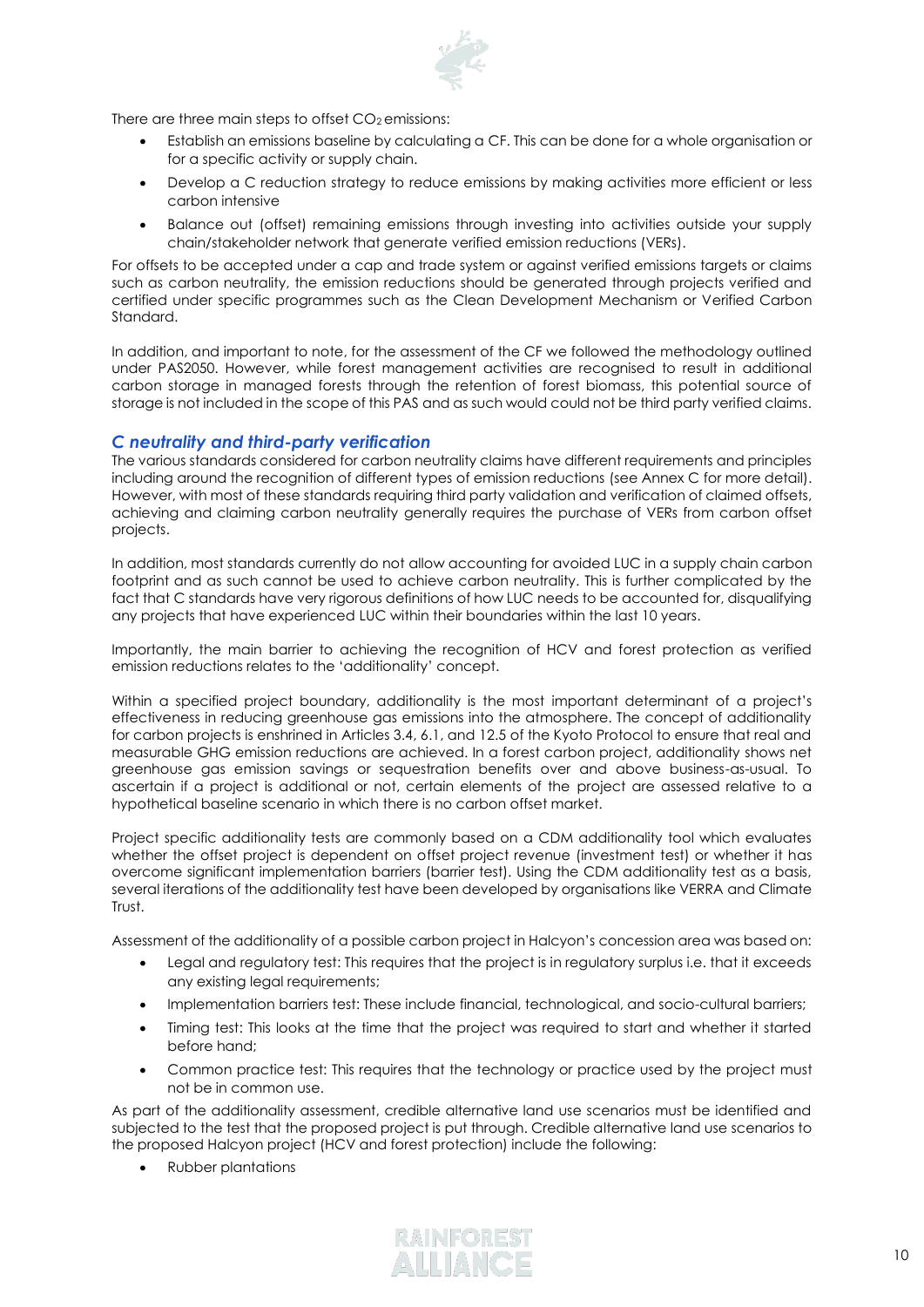There are three main steps to offset $CO_2$ emissions:

- Establish an emissions baseline by calculating a CF. This can be done for a whole organisation or for a specific activity or supply chain.
- Develop a C reduction strategy to reduce emissions by making activities more efficient or less carbon intensive
- Balance out (offset) remaining emissions through investing into activities outside your supply chain/stakeholder network that generate verified emission reductions (VERs).

For offsets to be accepted under a cap and trade system or against verified emissions targets or claims such as carbon neutrality, the emission reductions should be generated through projects verified and certified under specific programmes such as the Clean Development Mechanism or Verified Carbon Standard.

In addition, and important to note, for the assessment of the CF we followed the methodology outlined under PAS2050. However, while forest management activities are recognised to result in additional carbon storage in managed forests through the retention of forest biomass, this potential source of storage is not included in the scope of this PAS and as such would could not be third party verified claims.

### *C neutrality and third-party verification*

The various standards considered for carbon neutrality claims have different requirements and principles including around the recognition of different types of emission reductions (see Annex C for more detail). However, with most of these standards requiring third party validation and verification of claimed offsets, achieving and claiming carbon neutrality generally requires the purchase of VERs from carbon offset projects.

In addition, most standards currently do not allow accounting for avoided LUC in a supply chain carbon footprint and as such cannot be used to achieve carbon neutrality. This is further complicated by the fact that C standards have very rigorous definitions of how LUC needs to be accounted for, disqualifying any projects that have experienced LUC within their boundaries within the last 10 years.

Importantly, the main barrier to achieving the recognition of HCV and forest protection as verified emission reductions relates to the 'additionality' concept.

Within a specified project boundary, additionality is the most important determinant of a project's effectiveness in reducing greenhouse gas emissions into the atmosphere. The concept of additionality for carbon projects is enshrined in Articles 3.4, 6.1, and 12.5 of the Kyoto Protocol to ensure that real and measurable GHG emission reductions are achieved. In a forest carbon project, additionality shows net greenhouse gas emission savings or sequestration benefits over and above business-as-usual. To ascertain if a project is additional or not, certain elements of the project are assessed relative to a hypothetical baseline scenario in which there is no carbon offset market.

Project specific additionality tests are commonly based on a CDM additionality tool which evaluates whether the offset project is dependent on offset project revenue (investment test) or whether it has overcome significant implementation barriers (barrier test). Using the CDM additionality test as a basis, several iterations of the additionality test have been developed by organisations like VERRA and Climate Trust.

Assessment of the additionality of a possible carbon project in Halcyon's concession area was based on:

- Legal and regulatory test: This requires that the project is in regulatory surplus i.e. that it exceeds any existing legal requirements;
- Implementation barriers test: These include financial, technological, and socio-cultural barriers;
- Timing test: This looks at the time that the project was required to start and whether it started before hand;
- Common practice test: This requires that the technology or practice used by the project must not be in common use.

As part of the additionality assessment, credible alternative land use scenarios must be identified and subjected to the test that the proposed project is put through. Credible alternative land use scenarios to the proposed Halcyon project (HCV and forest protection) include the following:

- Rubber plantations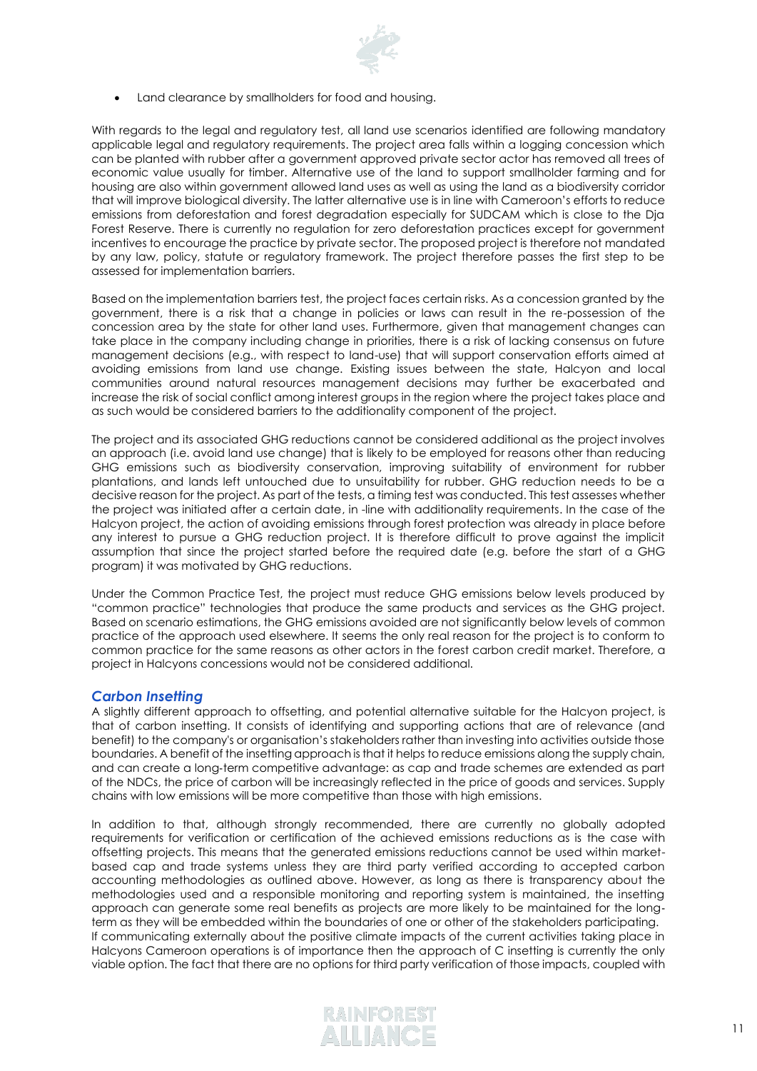- Land clearance by smallholders for food and housing.

With regards to the legal and regulatory test, all land use scenarios identified are following mandatory applicable legal and regulatory requirements. The project area falls within a logging concession which can be planted with rubber after a government approved private sector actor has removed all trees of economic value usually for timber. Alternative use of the land to support smallholder farming and for housing are also within government allowed land uses as well as using the land as a biodiversity corridor that will improve biological diversity. The latter alternative use is in line with Cameroon's efforts to reduce emissions from deforestation and forest degradation especially for SUDCAM which is close to the Dja Forest Reserve. There is currently no regulation for zero deforestation practices except for government incentives to encourage the practice by private sector. The proposed project is therefore not mandated by any law, policy, statute or regulatory framework. The project therefore passes the first step to be assessed for implementation barriers.

Based on the implementation barriers test, the project faces certain risks. As a concession granted by the government, there is a risk that a change in policies or laws can result in the re-possession of the concession area by the state for other land uses. Furthermore, given that management changes can take place in the company including change in priorities, there is a risk of lacking consensus on future management decisions (e.g., with respect to land-use) that will support conservation efforts aimed at avoiding emissions from land use change. Existing issues between the state, Halcyon and local communities around natural resources management decisions may further be exacerbated and increase the risk of social conflict among interest groups in the region where the project takes place and as such would be considered barriers to the additionality component of the project.

The project and its associated GHG reductions cannot be considered additional as the project involves an approach (i.e. avoid land use change) that is likely to be employed for reasons other than reducing GHG emissions such as biodiversity conservation, improving suitability of environment for rubber plantations, and lands left untouched due to unsuitability for rubber. GHG reduction needs to be a decisive reason for the project. As part of the tests, a timing test was conducted. This test assesses whether the project was initiated after a certain date, in -line with additionality requirements. In the case of the Halcyon project, the action of avoiding emissions through forest protection was already in place before any interest to pursue a GHG reduction project. It is therefore difficult to prove against the implicit assumption that since the project started before the required date (e.g. before the start of a GHG program) it was motivated by GHG reductions.

Under the Common Practice Test, the project must reduce GHG emissions below levels produced by "common practice" technologies that produce the same products and services as the GHG project. Based on scenario estimations, the GHG emissions avoided are not significantly below levels of common practice of the approach used elsewhere. It seems the only real reason for the project is to conform to common practice for the same reasons as other actors in the forest carbon credit market. Therefore, a project in Halcyons concessions would not be considered additional.

## *Carbon Insetting*

A slightly different approach to offsetting, and potential alternative suitable for the Halcyon project, is that of carbon insetting. It consists of identifying and supporting actions that are of relevance (and benefit) to the company's or organisation's stakeholders rather than investing into activities outside those boundaries. A benefit of the insetting approach is that it helps to reduce emissions along the supply chain, and can create a long-term competitive advantage: as cap and trade schemes are extended as part of the NDCs, the price of carbon will be increasingly reflected in the price of goods and services. Supply chains with low emissions will be more competitive than those with high emissions.

In addition to that, although strongly recommended, there are currently no globally adopted requirements for verification or certification of the achieved emissions reductions as is the case with offsetting projects. This means that the generated emissions reductions cannot be used within market-based cap and trade systems unless they are third party verified according to accepted carbon accounting methodologies as outlined above. However, as long as there is transparency about the methodologies used and a responsible monitoring and reporting system is maintained, the insetting approach can generate some real benefits as projects are more likely to be maintained for the long-term as they will be embedded within the boundaries of one or other of the stakeholders participating. If communicating externally about the positive climate impacts of the current activities taking place in Halcyons Cameroon operations is of importance then the approach of C insetting is currently the only viable option. The fact that there are no options for third party verification of those impacts, coupled with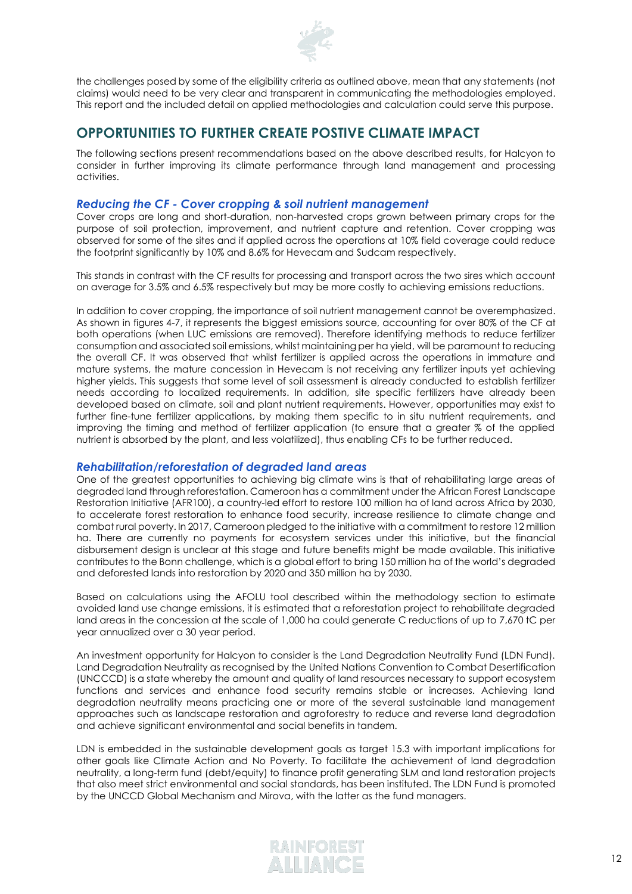the challenges posed by some of the eligibility criteria as outlined above, mean that any statements (not claims) would need to be very clear and transparent in communicating the methodologies employed. This report and the included detail on applied methodologies and calculation could serve this purpose.

## OPPORTUNITIES TO FURTHER CREATE POSTIVE CLIMATE IMPACT

The following sections present recommendations based on the above described results, for Halcyon to consider in further improving its climate performance through land management and processing activities.

### *Reducing the CF - Cover cropping & soil nutrient management*

Cover crops are long and short-duration, non-harvested crops grown between primary crops for the purpose of soil protection, improvement, and nutrient capture and retention. Cover cropping was observed for some of the sites and if applied across the operations at 10% field coverage could reduce the footprint significantly by 10% and 8.6% for Hevecam and Sudcam respectively.

This stands in contrast with the CF results for processing and transport across the two sires which account on average for 3.5% and 6.5% respectively but may be more costly to achieving emissions reductions.

In addition to cover cropping, the importance of soil nutrient management cannot be overemphasized. As shown in figures 4-7, it represents the biggest emissions source, accounting for over 80% of the CF at both operations (when LUC emissions are removed). Therefore identifying methods to reduce fertilizer consumption and associated soil emissions, whilst maintaining per ha yield, will be paramount to reducing the overall CF. It was observed that whilst fertilizer is applied across the operations in immature and mature systems, the mature concession in Hevecam is not receiving any fertilizer inputs yet achieving higher yields. This suggests that some level of soil assessment is already conducted to establish fertilizer needs according to localized requirements. In addition, site specific fertilizers have already been developed based on climate, soil and plant nutrient requirements. However, opportunities may exist to further fine-tune fertilizer applications, by making them specific to in situ nutrient requirements, and improving the timing and method of fertilizer application (to ensure that a greater % of the applied nutrient is absorbed by the plant, and less volatilized), thus enabling CFs to be further reduced.

### *Rehabilitation/reforestation of degraded land areas*

One of the greatest opportunities to achieving big climate wins is that of rehabilitating large areas of degraded land through reforestation. Cameroon has a commitment under the African Forest Landscape Restoration Initiative (AFR100), a country-led effort to restore 100 million ha of land across Africa by 2030, to accelerate forest restoration to enhance food security, increase resilience to climate change and combat rural poverty. In 2017, Cameroon pledged to the initiative with a commitment to restore 12 million ha. There are currently no payments for ecosystem services under this initiative, but the financial disbursement design is unclear at this stage and future benefits might be made available. This initiative contributes to the Bonn challenge, which is a global effort to bring 150 million ha of the world's degraded and deforested lands into restoration by 2020 and 350 million ha by 2030.

Based on calculations using the AFOLU tool described within the methodology section to estimate avoided land use change emissions, it is estimated that a reforestation project to rehabilitate degraded land areas in the concession at the scale of 1,000 ha could generate C reductions of up to 7,670 tC per year annualized over a 30 year period.

An investment opportunity for Halcyon to consider is the Land Degradation Neutrality Fund (LDN Fund). Land Degradation Neutrality as recognised by the United Nations Convention to Combat Desertification (UNCCCD) is a state whereby the amount and quality of land resources necessary to support ecosystem functions and services and enhance food security remains stable or increases. Achieving land degradation neutrality means practicing one or more of the several sustainable land management approaches such as landscape restoration and agroforestry to reduce and reverse land degradation and achieve significant environmental and social benefits in tandem.

LDN is embedded in the sustainable development goals as target 15.3 with important implications for other goals like Climate Action and No Poverty. To facilitate the achievement of land degradation neutrality, a long-term fund (debt/equity) to finance profit generating SLM and land restoration projects that also meet strict environmental and social standards, has been instituted. The LDN Fund is promoted by the UNCCD Global Mechanism and Mirova, with the latter as the fund managers.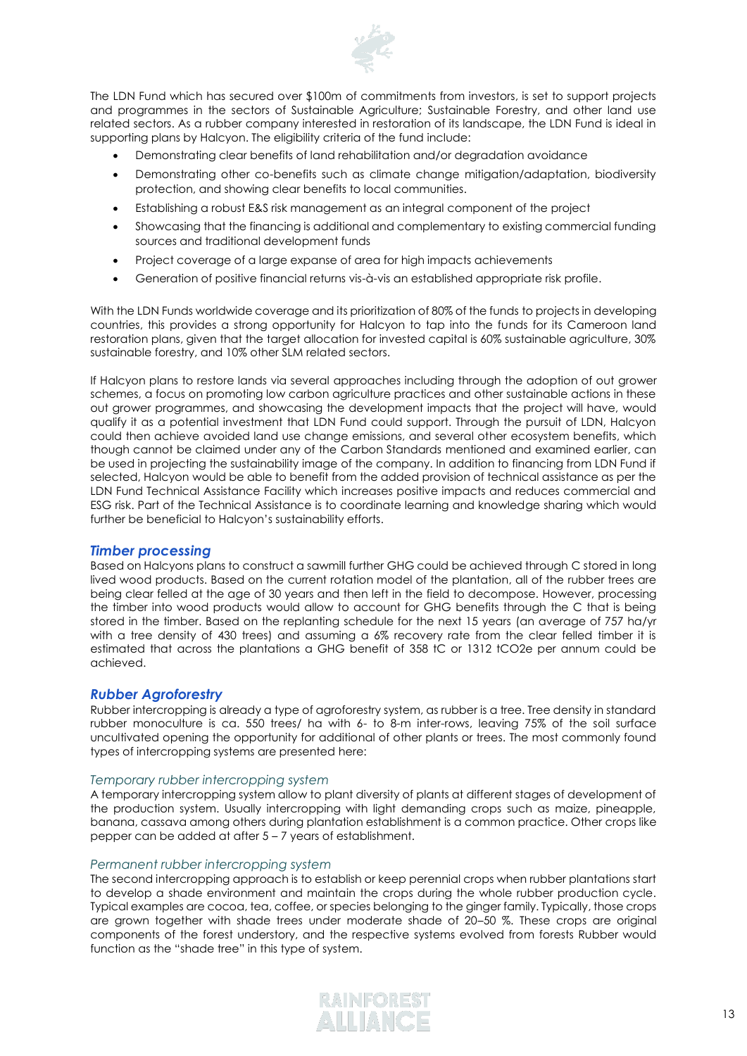The LDN Fund which has secured over $100m of commitments from investors, is set to support projects and programmes in the sectors of Sustainable Agriculture; Sustainable Forestry, and other land use related sectors. As a rubber company interested in restoration of its landscape, the LDN Fund is ideal in supporting plans by Halcyon. The eligibility criteria of the fund include:

- Demonstrating clear benefits of land rehabilitation and/or degradation avoidance
- Demonstrating other co-benefits such as climate change mitigation/adaptation, biodiversity protection, and showing clear benefits to local communities.
- Establishing a robust E&S risk management as an integral component of the project
- Showcasing that the financing is additional and complementary to existing commercial funding sources and traditional development funds
- Project coverage of a large expanse of area for high impacts achievements
- Generation of positive financial returns vis-à-vis an established appropriate risk profile.

With the LDN Funds worldwide coverage and its prioritization of 80% of the funds to projects in developing countries, this provides a strong opportunity for Halcyon to tap into the funds for its Cameroon land restoration plans, given that the target allocation for invested capital is 60% sustainable agriculture, 30% sustainable forestry, and 10% other SLM related sectors.

If Halcyon plans to restore lands via several approaches including through the adoption of out grower schemes, a focus on promoting low carbon agriculture practices and other sustainable actions in these out grower programmes, and showcasing the development impacts that the project will have, would qualify it as a potential investment that LDN Fund could support. Through the pursuit of LDN, Halcyon could then achieve avoided land use change emissions, and several other ecosystem benefits, which though cannot be claimed under any of the Carbon Standards mentioned and examined earlier, can be used in projecting the sustainability image of the company. In addition to financing from LDN Fund if selected, Halcyon would be able to benefit from the added provision of technical assistance as per the LDN Fund Technical Assistance Facility which increases positive impacts and reduces commercial and ESG risk. Part of the Technical Assistance is to coordinate learning and knowledge sharing which would further be beneficial to Halcyon's sustainability efforts.

## *Timber processing*

Based on Halcyons plans to construct a sawmill further GHG could be achieved through C stored in long lived wood products. Based on the current rotation model of the plantation, all of the rubber trees are being clear felled at the age of 30 years and then left in the field to decompose. However, processing the timber into wood products would allow to account for GHG benefits through the C that is being stored in the timber. Based on the replanting schedule for the next 15 years (an average of 757 ha/yr with a tree density of 430 trees) and assuming a 6% recovery rate from the clear felled timber it is estimated that across the plantations a GHG benefit of 358 tC or 1312 $tCO_2e$ per annum could be achieved.

## *Rubber Agroforestry*

Rubber intercropping is already a type of agroforestry system, as rubber is a tree. Tree density in standard rubber monoculture is ca. 550 trees/ ha with 6- to 8-m inter-rows, leaving 75% of the soil surface uncultivated opening the opportunity for additional of other plants or trees. The most commonly found types of intercropping systems are presented here:

### *Temporary rubber intercropping system*

A temporary intercropping system allow to plant diversity of plants at different stages of development of the production system. Usually intercropping with light demanding crops such as maize, pineapple, banana, cassava among others during plantation establishment is a common practice. Other crops like pepper can be added at after 5 – 7 years of establishment.

### *Permanent rubber intercropping system*

The second intercropping approach is to establish or keep perennial crops when rubber plantations start to develop a shade environment and maintain the crops during the whole rubber production cycle. Typical examples are cocoa, tea, coffee, or species belonging to the ginger family. Typically, those crops are grown together with shade trees under moderate shade of 20–50 %. These crops are original components of the forest understory, and the respective systems evolved from forests Rubber would function as the "shade tree" in this type of system.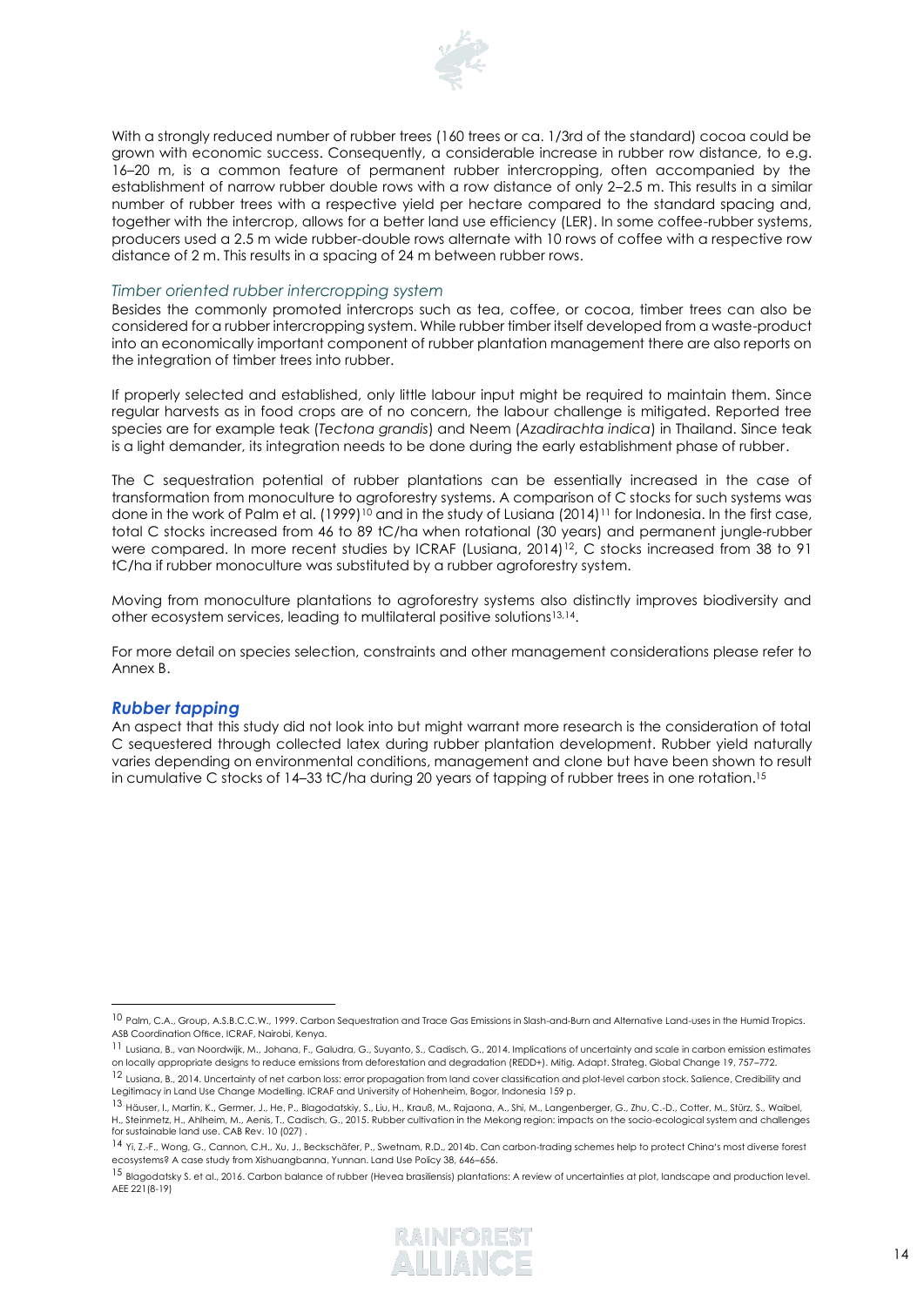With a strongly reduced number of rubber trees (160 trees or ca. 1/3rd of the standard) cocoa could be grown with economic success. Consequently, a considerable increase in rubber row distance, to e.g. 16–20 m, is a common feature of permanent rubber intercropping, often accompanied by the establishment of narrow rubber double rows with a row distance of only 2–2.5 m. This results in a similar number of rubber trees with a respective yield per hectare compared to the standard spacing and, together with the intercrop, allows for a better land use efficiency (LER). In some coffee-rubber systems, producers used a 2.5 m wide rubber-double rows alternate with 10 rows of coffee with a respective row distance of 2 m. This results in a spacing of 24 m between rubber rows.

### *Timber oriented rubber intercropping system*

Besides the commonly promoted intercrops such as tea, coffee, or cocoa, timber trees can also be considered for a rubber intercropping system. While rubber timber itself developed from a waste-product into an economically important component of rubber plantation management there are also reports on the integration of timber trees into rubber.

If properly selected and established, only little labour input might be required to maintain them. Since regular harvests as in food crops are of no concern, the labour challenge is mitigated. Reported tree species are for example teak (*Tectona grandis*) and Neem (*Azadirachta indica*) in Thailand. Since teak is a light demander, its integration needs to be done during the early establishment phase of rubber.

The C sequestration potential of rubber plantations can be essentially increased in the case of transformation from monoculture to agroforestry systems. A comparison of C stocks for such systems was done in the work of Palm et al. (1999)[10] and in the study of Lusiana (2014)[11] for Indonesia. In the first case, total C stocks increased from 46 to 89 tC/ha when rotational (30 years) and permanent jungle-rubber were compared. In more recent studies by ICRAF (Lusiana, 2014)[12], C stocks increased from 38 to 91 tC/ha if rubber monoculture was substituted by a rubber agroforestry system.

Moving from monoculture plantations to agroforestry systems also distinctly improves biodiversity and other ecosystem services, leading to multilateral positive solutions[13,14].

For more detail on species selection, constraints and other management considerations please refer to Annex B.

## ***Rubber tapping***

An aspect that this study did not look into but might warrant more research is the consideration of total C sequestered through collected latex during rubber plantation development. Rubber yield naturally varies depending on environmental conditions, management and clone but have been shown to result in cumulative C stocks of 14–33 tC/ha during 20 years of tapping of rubber trees in one rotation.[15]

---

[10] Palm, C.A., Group, A.S.B.C.C.W., 1999. Carbon Sequestration and Trace Gas Emissions in Slash-and-Burn and Alternative Land-uses in the Humid Tropics. ASB Coordination Office, ICRAF, Nairobi, Kenya.

[11] Lusiana, B., van Noordwijk, M., Johana, F., Galudra, G., Suyanto, S., Cadisch, G., 2014. Implications of uncertainty and scale in carbon emission estimates on locally appropriate designs to reduce emissions from deforestation and degradation (REDD+). Mitig. Adapt. Strateg. Global Change 19, 757–772.

[12] Lusiana, B., 2014. Uncertainty of net carbon loss: error propagation from land cover classification and plot-level carbon stock. Salience, Credibility and Legitimacy in Land Use Change Modelling. ICRAF and University of Hohenheim, Bogor, Indonesia 159 p.

[13] Häuser, I., Martin, K., Germer, J., He, P., Blagodatskiy, S., Liu, H., Krauß, M., Rajaona, A., Shi, M., Langenberger, G., Zhu, C.-D., Cotter, M., Stürz, S., Waibel, H., Steinmetz, H., Ahlheim, M., Aenis, T., Cadisch, G., 2015. Rubber cultivation in the Mekong region: impacts on the socio-ecological system and challenges for sustainable land use. CAB Rev. 10 (027) .

[14] Yi, Z.-F., Wong, G., Cannon, C.H., Xu, J., Beckschäfer, P., Swetnam, R.D., 2014b. Can carbon-trading schemes help to protect China's most diverse forest ecosystems? A case study from Xishuangbanna, Yunnan. Land Use Policy 38, 646–656.

[15] Blagodatsky S. et al., 2016. Carbon balance of rubber (Hevea brasiliensis) plantations: A review of uncertainties at plot, landscape and production level. AEE 221(8-19)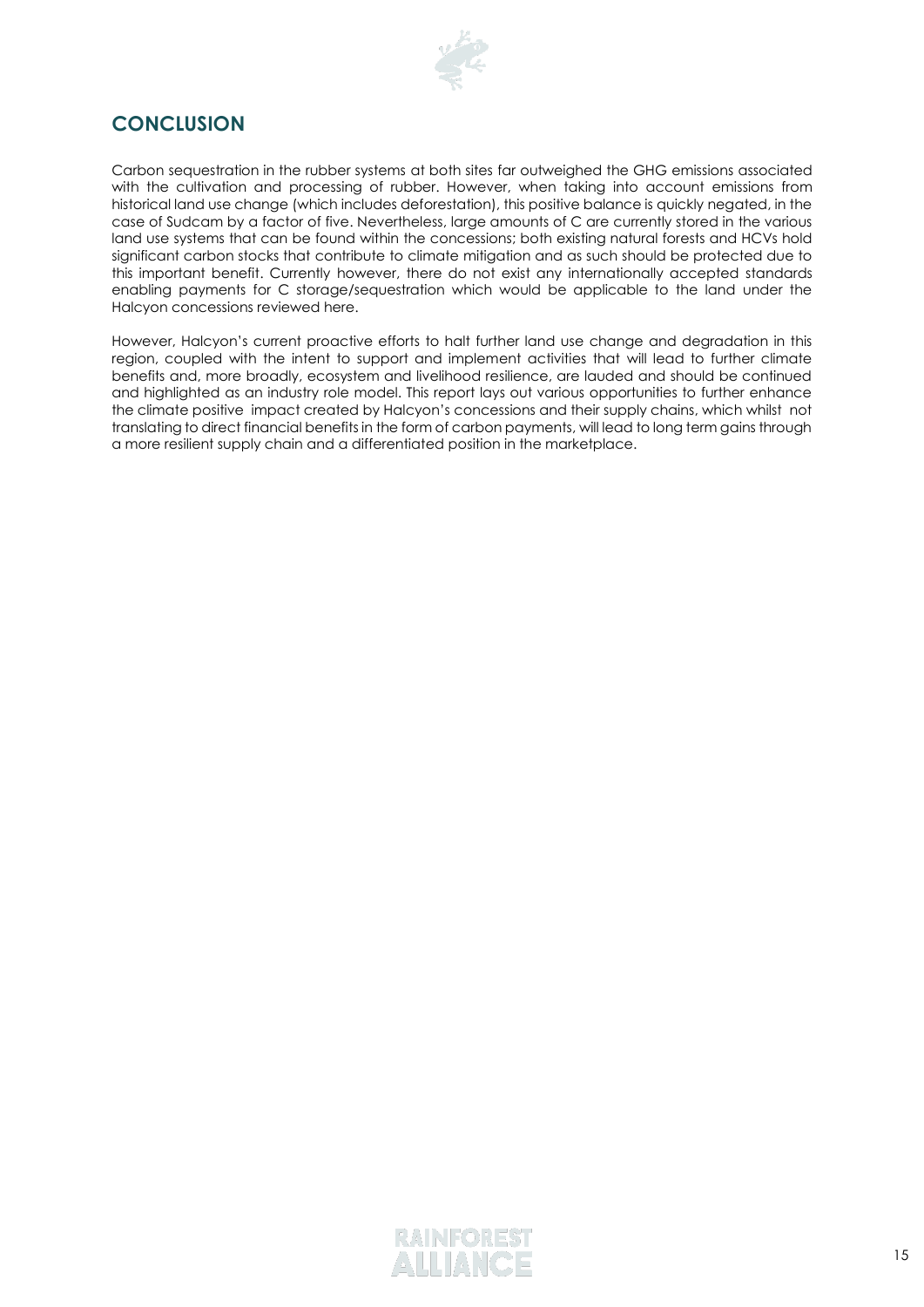## CONCLUSION

Carbon sequestration in the rubber systems at both sites far outweighed the GHG emissions associated with the cultivation and processing of rubber. However, when taking into account emissions from historical land use change (which includes deforestation), this positive balance is quickly negated, in the case of Sudcam by a factor of five. Nevertheless, large amounts of C are currently stored in the various land use systems that can be found within the concessions; both existing natural forests and HCVs hold significant carbon stocks that contribute to climate mitigation and as such should be protected due to this important benefit. Currently however, there do not exist any internationally accepted standards enabling payments for C storage/sequestration which would be applicable to the land under the Halcyon concessions reviewed here.

However, Halcyon's current proactive efforts to halt further land use change and degradation in this region, coupled with the intent to support and implement activities that will lead to further climate benefits and, more broadly, ecosystem and livelihood resilience, are lauded and should be continued and highlighted as an industry role model. This report lays out various opportunities to further enhance the climate positive impact created by Halcyon's concessions and their supply chains, which whilst not translating to direct financial benefits in the form of carbon payments, will lead to long term gains through a more resilient supply chain and a differentiated position in the marketplace.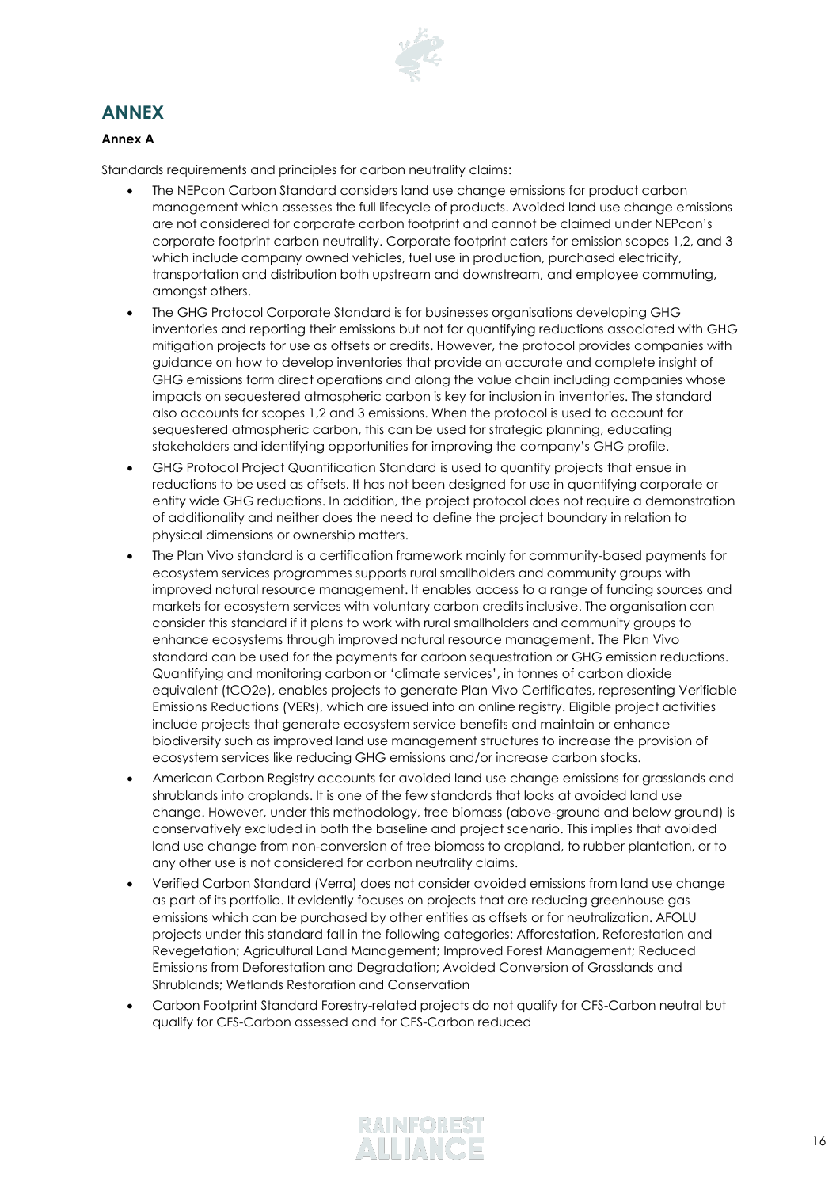## ANNEX

**Annex A**

Standards requirements and principles for carbon neutrality claims:

- The NEPcon Carbon Standard considers land use change emissions for product carbon management which assesses the full lifecycle of products. Avoided land use change emissions are not considered for corporate carbon footprint and cannot be claimed under NEPcon's corporate footprint carbon neutrality. Corporate footprint caters for emission scopes 1,2, and 3 which include company owned vehicles, fuel use in production, purchased electricity, transportation and distribution both upstream and downstream, and employee commuting, amongst others.
- The GHG Protocol Corporate Standard is for businesses organisations developing GHG inventories and reporting their emissions but not for quantifying reductions associated with GHG mitigation projects for use as offsets or credits. However, the protocol provides companies with guidance on how to develop inventories that provide an accurate and complete insight of GHG emissions form direct operations and along the value chain including companies whose impacts on sequestered atmospheric carbon is key for inclusion in inventories. The standard also accounts for scopes 1,2 and 3 emissions. When the protocol is used to account for sequestered atmospheric carbon, this can be used for strategic planning, educating stakeholders and identifying opportunities for improving the company's GHG profile.
- GHG Protocol Project Quantification Standard is used to quantify projects that ensue in reductions to be used as offsets. It has not been designed for use in quantifying corporate or entity wide GHG reductions. In addition, the project protocol does not require a demonstration of additionality and neither does the need to define the project boundary in relation to physical dimensions or ownership matters.
- The Plan Vivo standard is a certification framework mainly for community-based payments for ecosystem services programmes supports rural smallholders and community groups with improved natural resource management. It enables access to a range of funding sources and markets for ecosystem services with voluntary carbon credits inclusive. The organisation can consider this standard if it plans to work with rural smallholders and community groups to enhance ecosystems through improved natural resource management. The Plan Vivo standard can be used for the payments for carbon sequestration or GHG emission reductions. Quantifying and monitoring carbon or 'climate services', in tonnes of carbon dioxide equivalent (tCO2e), enables projects to generate Plan Vivo Certificates, representing Verifiable Emissions Reductions (VERs), which are issued into an online registry. Eligible project activities include projects that generate ecosystem service benefits and maintain or enhance biodiversity such as improved land use management structures to increase the provision of ecosystem services like reducing GHG emissions and/or increase carbon stocks.
- American Carbon Registry accounts for avoided land use change emissions for grasslands and shrublands into croplands. It is one of the few standards that looks at avoided land use change. However, under this methodology, tree biomass (above-ground and below ground) is conservatively excluded in both the baseline and project scenario. This implies that avoided land use change from non-conversion of tree biomass to cropland, to rubber plantation, or to any other use is not considered for carbon neutrality claims.
- Verified Carbon Standard (Verra) does not consider avoided emissions from land use change as part of its portfolio. It evidently focuses on projects that are reducing greenhouse gas emissions which can be purchased by other entities as offsets or for neutralization. AFOLU projects under this standard fall in the following categories: Afforestation, Reforestation and Revegetation; Agricultural Land Management; Improved Forest Management; Reduced Emissions from Deforestation and Degradation; Avoided Conversion of Grasslands and Shrublands; Wetlands Restoration and Conservation
- Carbon Footprint Standard Forestry-related projects do not qualify for CFS-Carbon neutral but qualify for CFS-Carbon assessed and for CFS-Carbon reduced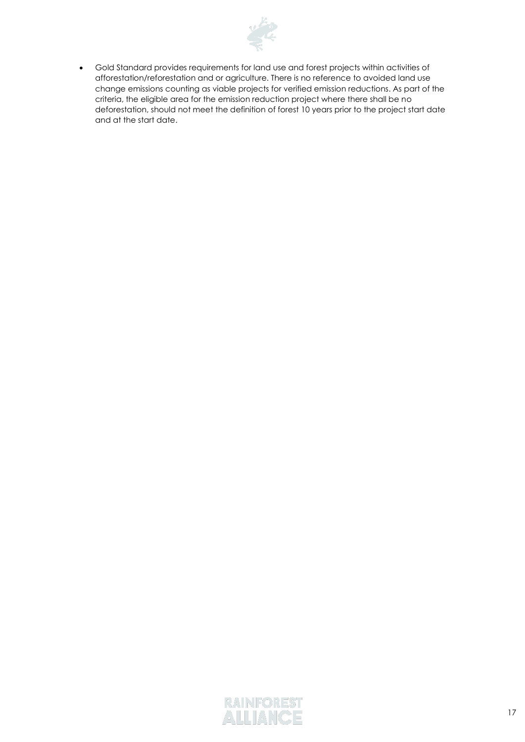- Gold Standard provides requirements for land use and forest projects within activities of afforestation/reforestation and or agriculture. There is no reference to avoided land use change emissions counting as viable projects for verified emission reductions. As part of the criteria, the eligible area for the emission reduction project where there shall be no deforestation, should not meet the definition of forest 10 years prior to the project start date and at the start date.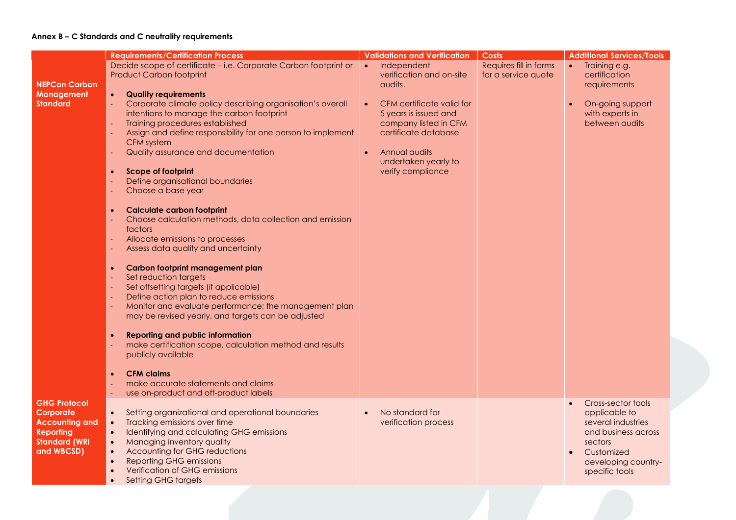**Annex B – C Standards and C neutrality requirements**

| | Requirements/Certification Process | Validations and Verification | Costs | Additional Services/Tools |
|---|---|---|---|---|
| **NEPCon Carbon Management Standard** | Decide scope of certificate – i.e. Corporate Carbon footprint or Product Carbon footprint<br><br>• **Quality requirements**<br>- Corporate climate policy describing organisation's overall intentions to manage the carbon footprint<br>- Training procedures established<br>- Assign and define responsibility for one person to implement CFM system<br>- Quality assurance and documentation<br><br>• **Scope of footprint**<br>- Define organisational boundaries<br>- Choose a base year<br><br>• **Calculate carbon footprint**<br>- Choose calculation methods, data collection and emission factors<br>- Allocate emissions to processes<br>- Assess data quality and uncertainty<br><br>• **Carbon footprint management plan**<br>- Set reduction targets<br>- Set offsetting targets (if applicable)<br>- Define action plan to reduce emissions<br>- Monitor and evaluate performance; the management plan may be revised yearly, and targets can be adjusted<br><br>• **Reporting and public information**<br>- make certification scope, calculation method and results publicly available<br><br>• **CFM claims**<br>- make accurate statements and claims<br>- use on-product and off-product labels | • Independent verification and on-site audits.<br><br>• CFM certificate valid for 5 years is issued and company listed in CFM certificate database<br><br>• Annual audits undertaken yearly to verify compliance | Requires fill in forms for a service quote | • Training e.g. certification requirements<br><br>• On-going support with experts in between audits |
| **GHG Protocol Corporate Accounting and Reporting Standard (WRI and WBCSD)** | • Setting organizational and operational boundaries<br>• Tracking emissions over time<br>• Identifying and calculating GHG emissions<br>• Managing inventory quality<br>• Accounting for GHG reductions<br>• Reporting GHG emissions<br>• Verification of GHG emissions<br>• Setting GHG targets | • No standard for verification process | | • Cross-sector tools applicable to several industries and business across sectors<br>• Customized developing country-specific tools |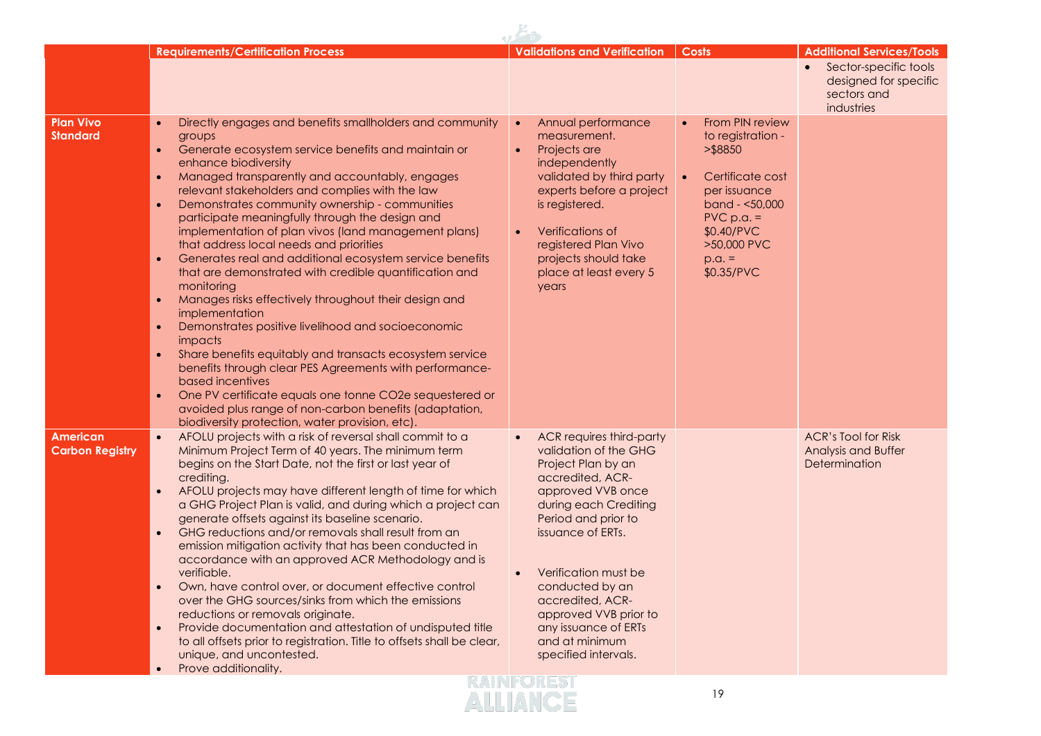| | Requirements/Certification Process | Validations and Verification | Costs | Additional Services/Tools |
|---|---|---|---|---|
| | | | | • Sector-specific tools designed for specific sectors and industries |
| **Plan Vivo Standard** | • Directly engages and benefits smallholders and community groups<br>• Generate ecosystem service benefits and maintain or enhance biodiversity<br>• Managed transparently and accountably, engages relevant stakeholders and complies with the law<br>• Demonstrates community ownership - communities participate meaningfully through the design and implementation of plan vivos (land management plans) that address local needs and priorities<br>• Generates real and additional ecosystem service benefits that are demonstrated with credible quantification and monitoring<br>• Manages risks effectively throughout their design and implementation<br>• Demonstrates positive livelihood and socioeconomic impacts<br>• Share benefits equitably and transacts ecosystem service benefits through clear PES Agreements with performance-based incentives<br>• One PV certificate equals one tonne CO2e sequestered or avoided plus range of non-carbon benefits (adaptation, biodiversity protection, water provision, etc). | • Annual performance measurement.<br>• Projects are independently validated by third party experts before a project is registered.<br>• Verifications of registered Plan Vivo projects should take place at least every 5 years | • From PIN review to registration - >$8850<br>• Certificate cost per issuance band - <50,000 PVC p.a. = $0.40/PVC >50,000 PVC p.a. = $0.35/PVC | |
| **American Carbon Registry** | • AFOLU projects with a risk of reversal shall commit to a Minimum Project Term of 40 years. The minimum term begins on the Start Date, not the first or last year of crediting.<br>• AFOLU projects may have different length of time for which a GHG Project Plan is valid, and during which a project can generate offsets against its baseline scenario.<br>• GHG reductions and/or removals shall result from an emission mitigation activity that has been conducted in accordance with an approved ACR Methodology and is verifiable.<br>• Own, have control over, or document effective control over the GHG sources/sinks from which the emissions reductions or removals originate.<br>• Provide documentation and attestation of undisputed title to all offsets prior to registration. Title to offsets shall be clear, unique, and uncontested.<br>• Prove additionality. | • ACR requires third-party validation of the GHG Project Plan by an accredited, ACR-approved VVB once during each Crediting Period and prior to issuance of ERTs.<br>• Verification must be conducted by an accredited, ACR-approved VVB prior to any issuance of ERTs and at minimum specified intervals. | | ACR's Tool for Risk Analysis and Buffer Determination |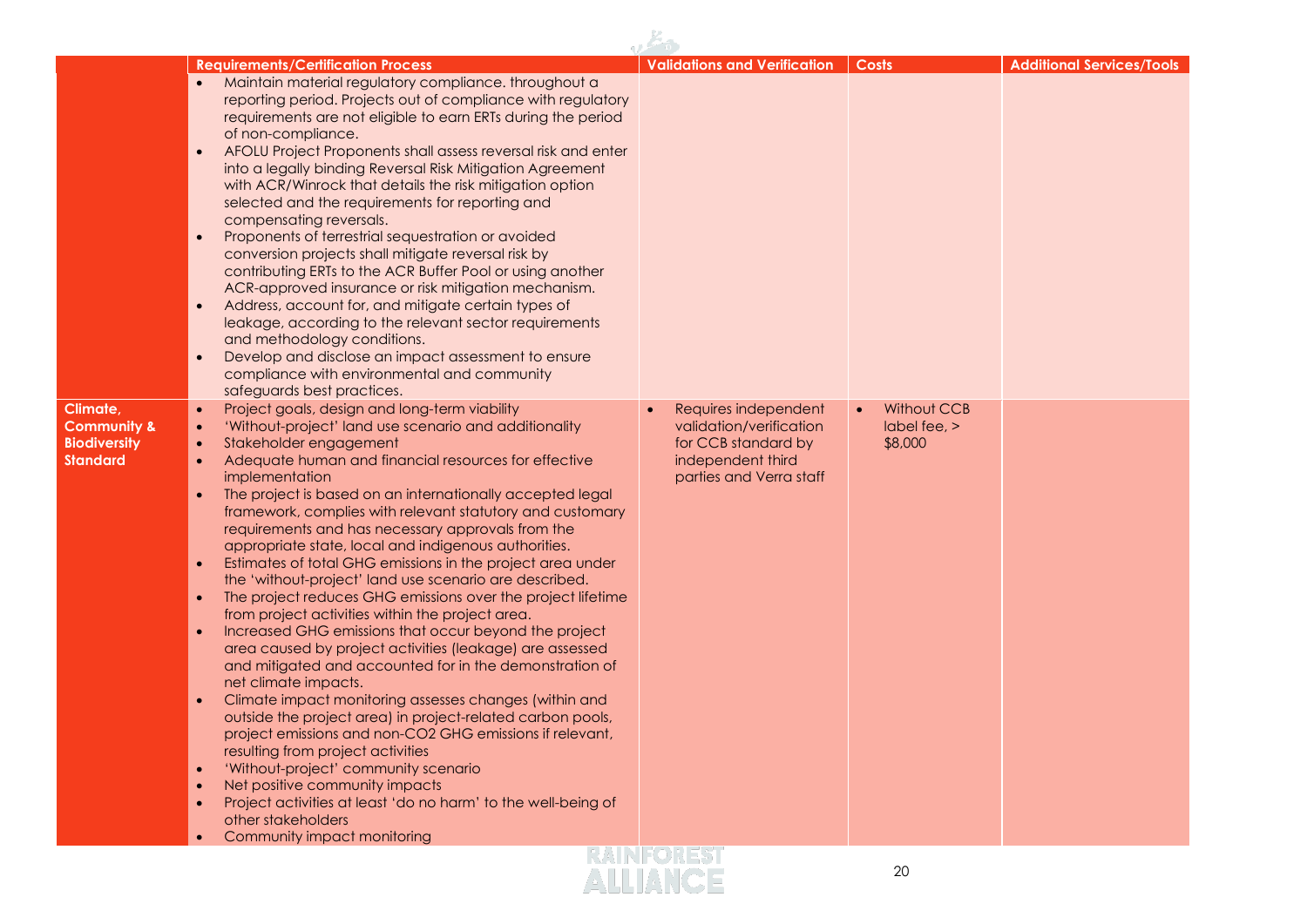| | Requirements/Certification Process | Validations and Verification | Costs | Additional Services/Tools |
|---|---|---|---|---|
| | • Maintain material regulatory compliance. throughout a reporting period. Projects out of compliance with regulatory requirements are not eligible to earn ERTs during the period of non-compliance.<br>• AFOLU Project Proponents shall assess reversal risk and enter into a legally binding Reversal Risk Mitigation Agreement with ACR/Winrock that details the risk mitigation option selected and the requirements for reporting and compensating reversals.<br>• Proponents of terrestrial sequestration or avoided conversion projects shall mitigate reversal risk by contributing ERTs to the ACR Buffer Pool or using another ACR-approved insurance or risk mitigation mechanism.<br>• Address, account for, and mitigate certain types of leakage, according to the relevant sector requirements and methodology conditions.<br>• Develop and disclose an impact assessment to ensure compliance with environmental and community safeguards best practices. | | | |
| **Climate, Community & Biodiversity Standard** | • Project goals, design and long-term viability<br>• 'Without-project' land use scenario and additionality<br>• Stakeholder engagement<br>• Adequate human and financial resources for effective implementation<br>• The project is based on an internationally accepted legal framework, complies with relevant statutory and customary requirements and has necessary approvals from the appropriate state, local and indigenous authorities.<br>• Estimates of total GHG emissions in the project area under the 'without-project' land use scenario are described.<br>• The project reduces GHG emissions over the project lifetime from project activities within the project area.<br>• Increased GHG emissions that occur beyond the project area caused by project activities (leakage) are assessed and mitigated and accounted for in the demonstration of net climate impacts.<br>• Climate impact monitoring assesses changes (within and outside the project area) in project-related carbon pools, project emissions and non-$CO_2$ GHG emissions if relevant, resulting from project activities<br>• 'Without-project' community scenario<br>• Net positive community impacts<br>• Project activities at least 'do no harm' to the well-being of other stakeholders<br>• Community impact monitoring | • Requires independent validation/verification for CCB standard by independent third parties and Verra staff | • Without CCB label fee, > $8,000 | |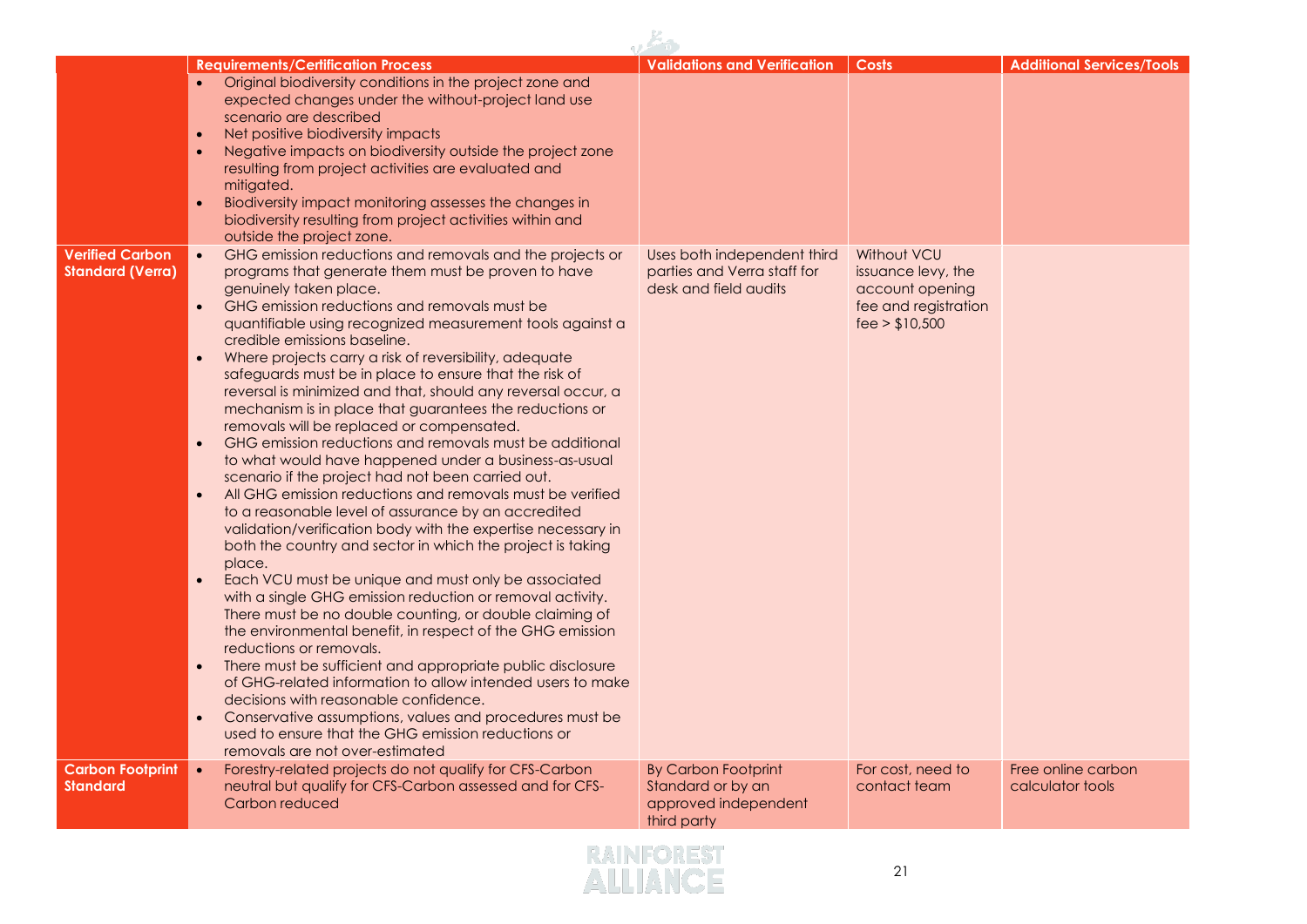| | Requirements/Certification Process | Validations and Verification | Costs | Additional Services/Tools |
|---|---|---|---|---|
| | • Original biodiversity conditions in the project zone and expected changes under the without-project land use scenario are described<br>• Net positive biodiversity impacts<br>• Negative impacts on biodiversity outside the project zone resulting from project activities are evaluated and mitigated.<br>• Biodiversity impact monitoring assesses the changes in biodiversity resulting from project activities within and outside the project zone. | | | |
| **Verified Carbon Standard (Verra)** | • GHG emission reductions and removals and the projects or programs that generate them must be proven to have genuinely taken place.<br>• GHG emission reductions and removals must be quantifiable using recognized measurement tools against a credible emissions baseline.<br>• Where projects carry a risk of reversibility, adequate safeguards must be in place to ensure that the risk of reversal is minimized and that, should any reversal occur, a mechanism is in place that guarantees the reductions or removals will be replaced or compensated.<br>• GHG emission reductions and removals must be additional to what would have happened under a business-as-usual scenario if the project had not been carried out.<br>• All GHG emission reductions and removals must be verified to a reasonable level of assurance by an accredited validation/verification body with the expertise necessary in both the country and sector in which the project is taking place.<br>• Each VCU must be unique and must only be associated with a single GHG emission reduction or removal activity. There must be no double counting, or double claiming of the environmental benefit, in respect of the GHG emission reductions or removals.<br>• There must be sufficient and appropriate public disclosure of GHG-related information to allow intended users to make decisions with reasonable confidence.<br>• Conservative assumptions, values and procedures must be used to ensure that the GHG emission reductions or removals are not over-estimated | Uses both independent third parties and Verra staff for desk and field audits | Without VCU issuance levy, the account opening fee and registration fee > $10,500 | |
| **Carbon Footprint Standard** | • Forestry-related projects do not qualify for CFS-Carbon neutral but qualify for CFS-Carbon assessed and for CFS-Carbon reduced | By Carbon Footprint Standard or by an approved independent third party | For cost, need to contact team | Free online carbon calculator tools |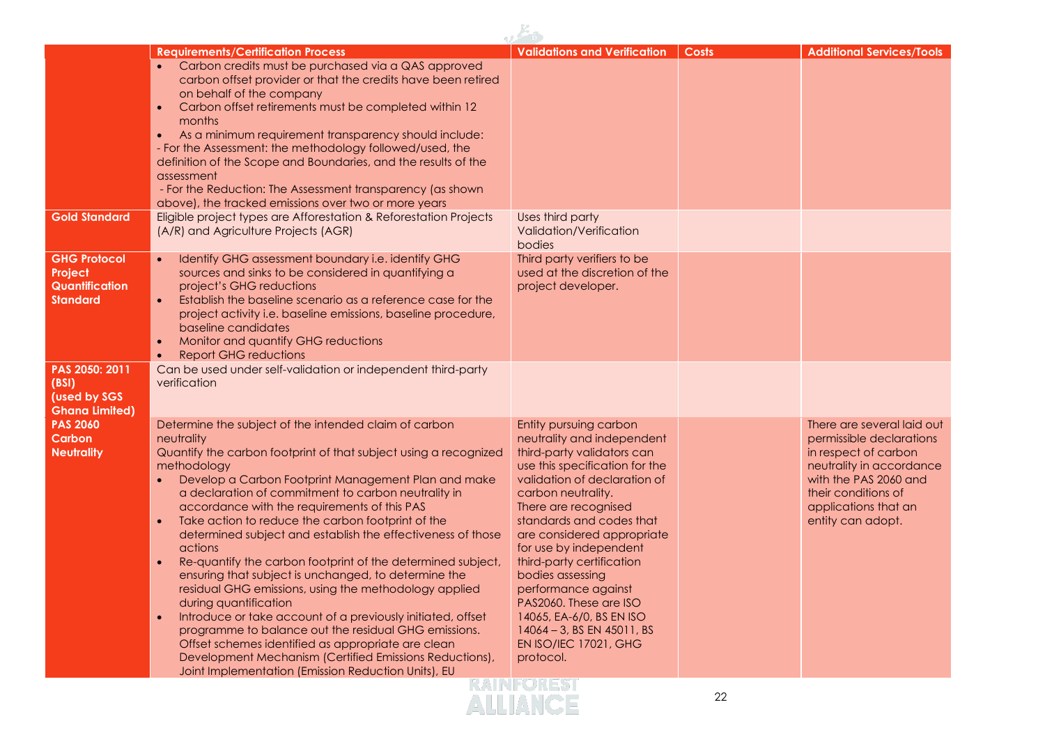| | Requirements/Certification Process | Validations and Verification | Costs | Additional Services/Tools |
|---|---|---|---|---|
| | • Carbon credits must be purchased via a QAS approved carbon offset provider or that the credits have been retired on behalf of the company<br>• Carbon offset retirements must be completed within 12 months<br>• As a minimum requirement transparency should include:<br>- For the Assessment: the methodology followed/used, the definition of the Scope and Boundaries, and the results of the assessment<br>- For the Reduction: The Assessment transparency (as shown above), the tracked emissions over two or more years | | | |
| **Gold Standard** | Eligible project types are Afforestation & Reforestation Projects (A/R) and Agriculture Projects (AGR) | Uses third party Validation/Verification bodies | | |
| **GHG Protocol Project Quantification Standard** | • Identify GHG assessment boundary i.e. identify GHG sources and sinks to be considered in quantifying a project's GHG reductions<br>• Establish the baseline scenario as a reference case for the project activity i.e. baseline emissions, baseline procedure, baseline candidates<br>• Monitor and quantify GHG reductions<br>• Report GHG reductions | Third party verifiers to be used at the discretion of the project developer. | | |
| **PAS 2050: 2011 (BSI) (used by SGS Ghana Limited)** | Can be used under self-validation or independent third-party verification | | | |
| **PAS 2060 Carbon Neutrality** | Determine the subject of the intended claim of carbon neutrality<br>Quantify the carbon footprint of that subject using a recognized methodology<br>• Develop a Carbon Footprint Management Plan and make a declaration of commitment to carbon neutrality in accordance with the requirements of this PAS<br>• Take action to reduce the carbon footprint of the determined subject and establish the effectiveness of those actions<br>• Re-quantify the carbon footprint of the determined subject, ensuring that subject is unchanged, to determine the residual GHG emissions, using the methodology applied during quantification<br>• Introduce or take account of a previously initiated, offset programme to balance out the residual GHG emissions. Offset schemes identified as appropriate are clean Development Mechanism (Certified Emissions Reductions), Joint Implementation (Emission Reduction Units), EU | Entity pursuing carbon neutrality and independent third-party validators can use this specification for the validation of declaration of carbon neutrality.<br>There are recognised standards and codes that are considered appropriate for use by independent third-party certification bodies assessing performance against PAS2060. These are ISO 14065, EA-6/0, BS EN ISO 14064 – 3, BS EN 45011, BS EN ISO/IEC 17021, GHG protocol. | | There are several laid out permissible declarations in respect of carbon neutrality in accordance with the PAS 2060 and their conditions of applications that an entity can adopt. |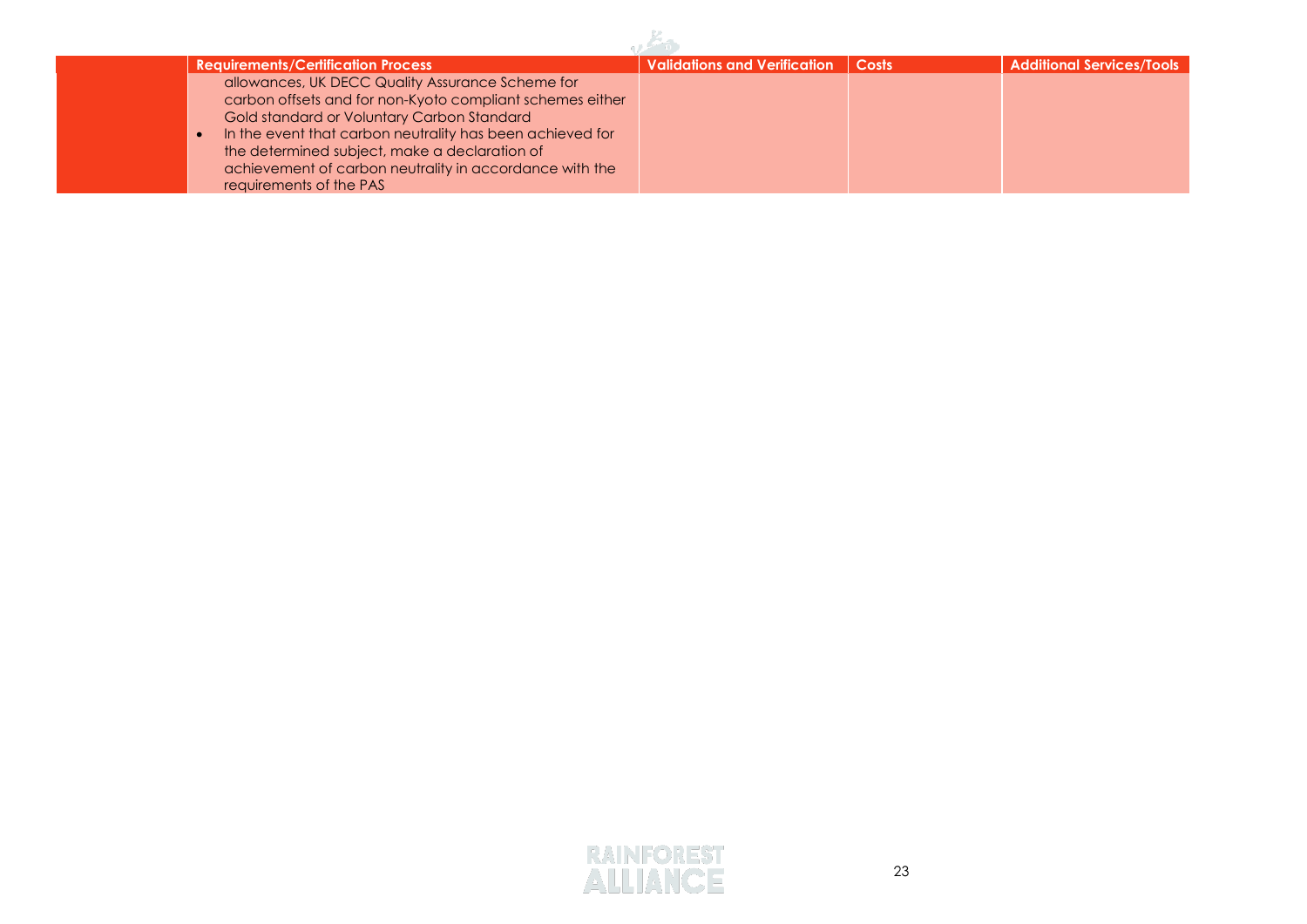|  | Requirements/Certification Process | Validations and Verification | Costs | Additional Services/Tools |
|---|---|---|---|---|
|  | allowances, UK DECC Quality Assurance Scheme for carbon offsets and for non-Kyoto compliant schemes either Gold standard or Voluntary Carbon Standard<br>• In the event that carbon neutrality has been achieved for the determined subject, make a declaration of achievement of carbon neutrality in accordance with the requirements of the PAS |  |  |  |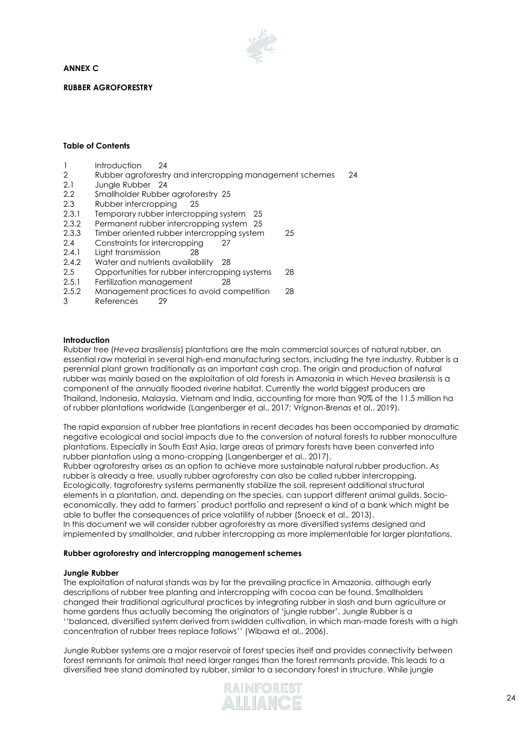**ANNEX C**

**RUBBER AGROFORESTRY**

**Table of Contents**

| | | |
|---|---|---|
| 1 | Introduction | 24 |
| 2 | Rubber agroforestry and intercropping management schemes | 24 |
| 2.1 | Jungle Rubber | 24 |
| 2.2 | Smallholder Rubber agroforestry | 25 |
| 2.3 | Rubber intercropping | 25 |
| 2.3.1 | Temporary rubber intercropping system | 25 |
| 2.3.2 | Permanent rubber intercropping system | 25 |
| 2.3.3 | Timber oriented rubber intercropping system | 25 |
| 2.4 | Constraints for intercropping | 27 |
| 2.4.1 | Light transmission | 28 |
| 2.4.2 | Water and nutrients availability | 28 |
| 2.5 | Opportunities for rubber intercropping systems | 28 |
| 2.5.1 | Fertilization management | 28 |
| 2.5.2 | Management practices to avoid competition | 28 |
| 3 | References | 29 |

## Introduction

Rubber tree (*Hevea brasiliensis*) plantations are the main commercial sources of natural rubber, an essential raw material in several high-end manufacturing sectors, including the tyre industry. Rubber is a perennial plant grown traditionally as an important cash crop. The origin and production of natural rubber was mainly based on the exploitation of old forests in Amazonia in which *Hevea brasilensis* is a component of the annually flooded riverine habitat. Currently the world biggest producers are Thailand, Indonesia, Malaysia, Vietnam and India, accounting for more than 90% of the 11.5 million ha of rubber plantations worldwide (Langenberger et al., 2017; Vrignon-Brenas et al., 2019).

The rapid expansion of rubber tree plantations in recent decades has been accompanied by dramatic negative ecological and social impacts due to the conversion of natural forests to rubber monoculture plantations. Especially in South East Asia, large areas of primary forests have been converted into rubber plantation using a mono-cropping (Langenberger et al., 2017).

Rubber agroforestry arises as an option to achieve more sustainable natural rubber production. As rubber is already a tree, usually rubber agroforestry can also be called rubber intercropping. Ecologically, tagroforestry systems permanently stabilize the soil, represent additional structural elements in a plantation, and, depending on the species, can support different animal guilds. Socio-economically, they add to farmers´ product portfolio and represent a kind of a bank which might be able to buffer the consequences of price volatility of rubber (Snoeck et al., 2013).

In this document we will consider rubber agroforestry as more diversified systems designed and implemented by smallholder, and rubber intercropping as more implementable for larger plantations.

## Rubber agroforestry and intercropping management schemes

### Jungle Rubber

The exploitation of natural stands was by far the prevailing practice in Amazonia, although early descriptions of rubber tree planting and intercropping with cocoa can be found. Smallholders changed their traditional agricultural practices by integrating rubber in slash and burn agriculture or home gardens thus actually becoming the originators of 'jungle rubber'. Jungle Rubber is a ''balanced, diversified system derived from swidden cultivation, in which man-made forests with a high concentration of rubber trees replace fallows'' (Wibawa et al., 2006).

Jungle Rubber systems are a major reservoir of forest species itself and provides connectivity between forest remnants for animals that need larger ranges than the forest remnants provide. This leads to a diversified tree stand dominated by rubber, similar to a secondary forest in structure. While jungle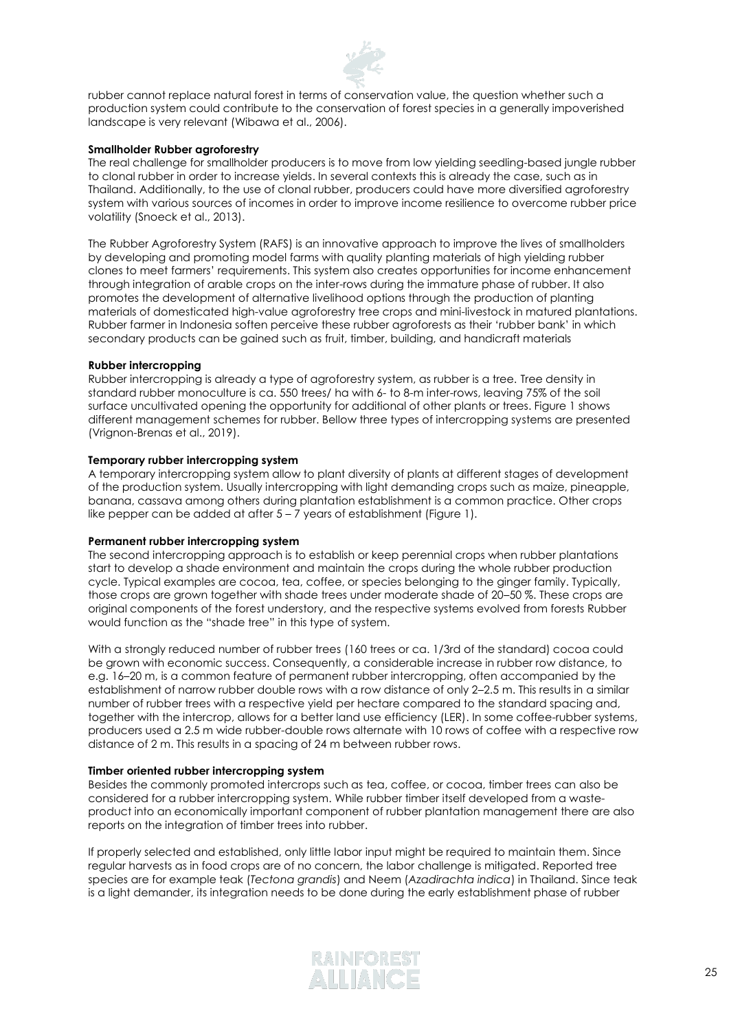rubber cannot replace natural forest in terms of conservation value, the question whether such a production system could contribute to the conservation of forest species in a generally impoverished landscape is very relevant (Wibawa et al., 2006).

**Smallholder Rubber agroforestry**

The real challenge for smallholder producers is to move from low yielding seedling-based jungle rubber to clonal rubber in order to increase yields. In several contexts this is already the case, such as in Thailand. Additionally, to the use of clonal rubber, producers could have more diversified agroforestry system with various sources of incomes in order to improve income resilience to overcome rubber price volatility (Snoeck et al., 2013).

The Rubber Agroforestry System (RAFS) is an innovative approach to improve the lives of smallholders by developing and promoting model farms with quality planting materials of high yielding rubber clones to meet farmers' requirements. This system also creates opportunities for income enhancement through integration of arable crops on the inter-rows during the immature phase of rubber. It also promotes the development of alternative livelihood options through the production of planting materials of domesticated high-value agroforestry tree crops and mini-livestock in matured plantations. Rubber farmer in Indonesia soften perceive these rubber agroforests as their 'rubber bank' in which secondary products can be gained such as fruit, timber, building, and handicraft materials

**Rubber intercropping**

Rubber intercropping is already a type of agroforestry system, as rubber is a tree. Tree density in standard rubber monoculture is ca. 550 trees/ ha with 6- to 8-m inter-rows, leaving 75% of the soil surface uncultivated opening the opportunity for additional of other plants or trees. Figure 1 shows different management schemes for rubber. Bellow three types of intercropping systems are presented (Vrignon-Brenas et al., 2019).

**Temporary rubber intercropping system**

A temporary intercropping system allow to plant diversity of plants at different stages of development of the production system. Usually intercropping with light demanding crops such as maize, pineapple, banana, cassava among others during plantation establishment is a common practice. Other crops like pepper can be added at after 5 – 7 years of establishment (Figure 1).

**Permanent rubber intercropping system**

The second intercropping approach is to establish or keep perennial crops when rubber plantations start to develop a shade environment and maintain the crops during the whole rubber production cycle. Typical examples are cocoa, tea, coffee, or species belonging to the ginger family. Typically, those crops are grown together with shade trees under moderate shade of 20–50 %. These crops are original components of the forest understory, and the respective systems evolved from forests Rubber would function as the "shade tree" in this type of system.

With a strongly reduced number of rubber trees (160 trees or ca. 1/3rd of the standard) cocoa could be grown with economic success. Consequently, a considerable increase in rubber row distance, to e.g. 16–20 m, is a common feature of permanent rubber intercropping, often accompanied by the establishment of narrow rubber double rows with a row distance of only 2–2.5 m. This results in a similar number of rubber trees with a respective yield per hectare compared to the standard spacing and, together with the intercrop, allows for a better land use efficiency (LER). In some coffee-rubber systems, producers used a 2.5 m wide rubber-double rows alternate with 10 rows of coffee with a respective row distance of 2 m. This results in a spacing of 24 m between rubber rows.

**Timber oriented rubber intercropping system**

Besides the commonly promoted intercrops such as tea, coffee, or cocoa, timber trees can also be considered for a rubber intercropping system. While rubber timber itself developed from a waste-product into an economically important component of rubber plantation management there are also reports on the integration of timber trees into rubber.

If properly selected and established, only little labor input might be required to maintain them. Since regular harvests as in food crops are of no concern, the labor challenge is mitigated. Reported tree species are for example teak (*Tectona grandis*) and Neem (*Azadirachta indica*) in Thailand. Since teak is a light demander, its integration needs to be done during the early establishment phase of rubber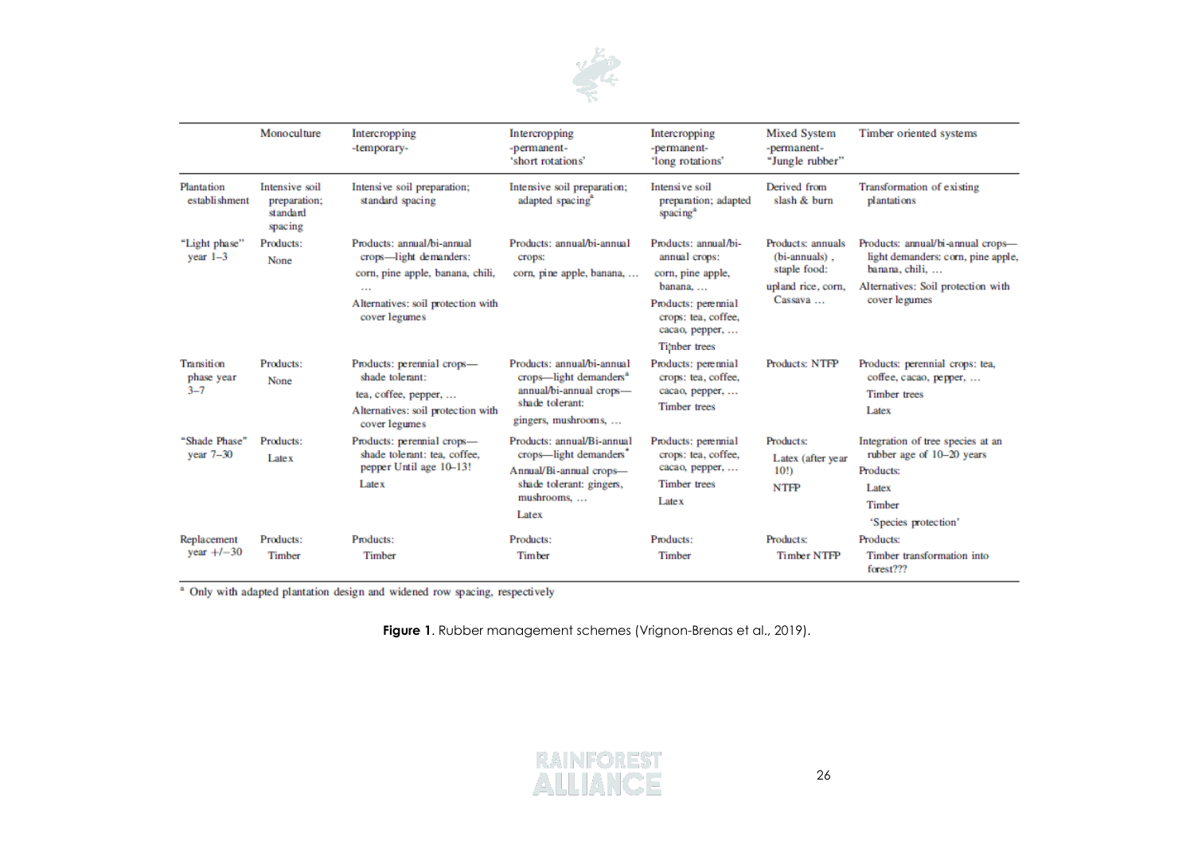| | Monoculture | Intercropping -temporary- | Intercropping -permanent- 'short rotations' | Intercropping -permanent- 'long rotations' | Mixed System -permanent- "Jungle rubber" | Timber oriented systems |
|---|---|---|---|---|---|---|
| Plantation establishment | Intensive soil preparation; standard spacing | Intensive soil preparation; standard spacing | Intensive soil preparation; adapted spacing[a] | Intensive soil preparation; adapted spacing[a] | Derived from slash & burn | Transformation of existing plantations |
| "Light phase" year 1–3 | Products: None | Products: annual/bi-annual crops—light demanders: corn, pine apple, banana, chili, … Alternatives: soil protection with cover legumes | Products: annual/bi-annual crops: corn, pine apple, banana, … | Products: annual/bi-annual crops: corn, pine apple, banana, … Products: perennial crops: tea, coffee, cacao, pepper, … Timber trees | Products: annuals (bi-annuals), staple food: upland rice, corn, Cassava … | Products: annual/bi-annual crops—light demanders: corn, pine apple, banana, chili, … Alternatives: Soil protection with cover legumes |
| Transition phase year 3–7 | Products: None | Products: perennial crops—shade tolerant: tea, coffee, pepper, … Alternatives: soil protection with cover legumes | Products: annual/bi-annual crops—light demanders[a] annual/bi-annual crops—shade tolerant: gingers, mushrooms, … | Products: perennial crops: tea, coffee, cacao, pepper, … Timber trees | Products: NTFP | Products: perennial crops: tea, coffee, cacao, pepper, … Timber trees Latex |
| "Shade Phase" year 7–30 | Products: Latex | Products: perennial crops—shade tolerant: tea, coffee, pepper Until age 10–13! Latex | Products: annual/Bi-annual crops—light demanders[*] Annual/Bi-annual crops—shade tolerant: gingers, mushrooms, … Latex | Products: perennial crops: tea, coffee, cacao, pepper, … Timber trees Latex | Products: Latex (after year 10!) NTFP | Integration of tree species at an rubber age of 10–20 years Products: Latex Timber 'Species protection' |
| Replacement year +/−30 | Products: Timber | Products: Timber | Products: Timber | Products: Timber | Products: Timber NTFP | Products: Timber transformation into forest??? |

[a] Only with adapted plantation design and widened row spacing, respectively

**Figure 1**. Rubber management schemes (Vrignon-Brenas et al., 2019).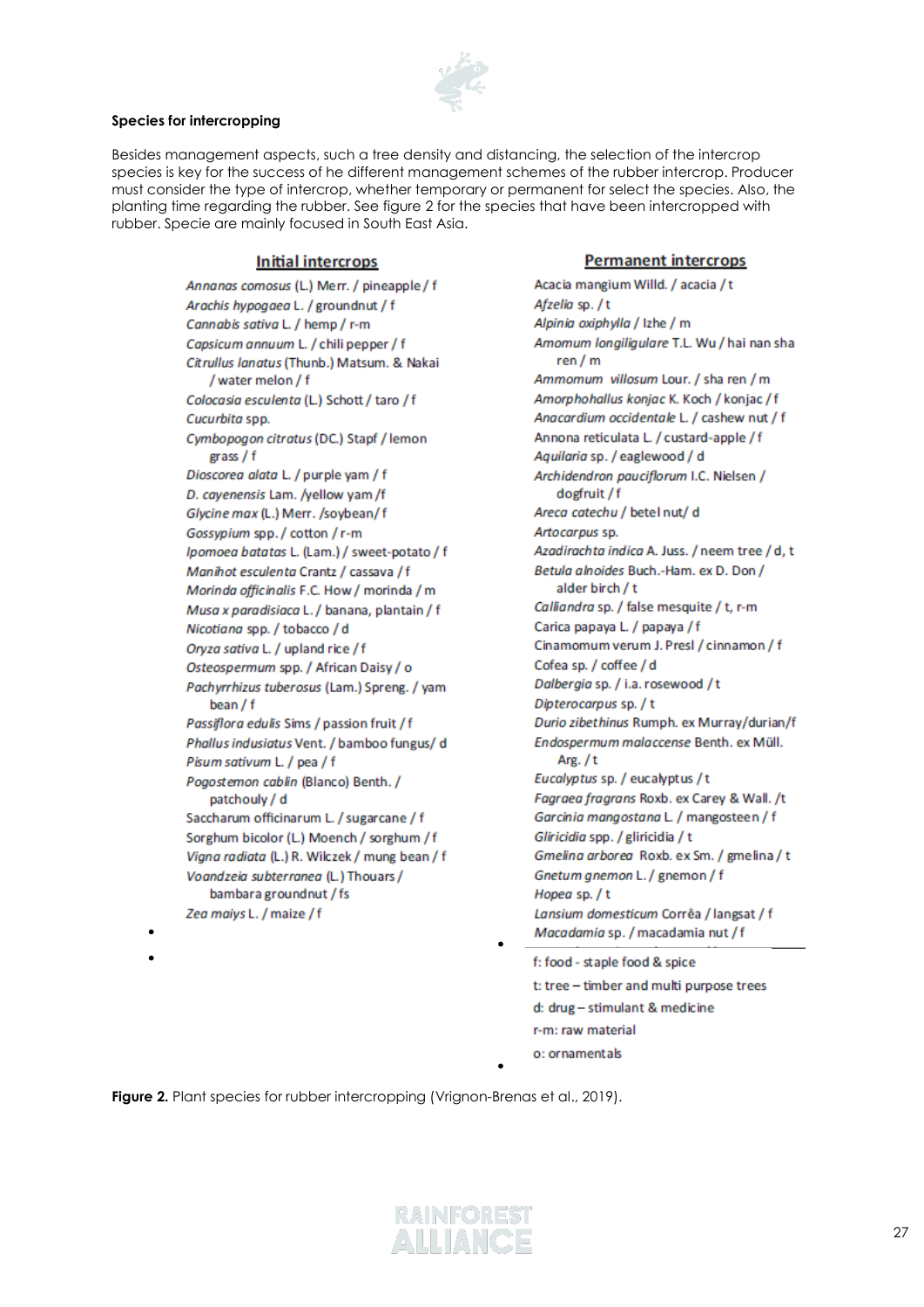**Species for intercropping**

Besides management aspects, such a tree density and distancing, the selection of the intercrop species is key for the success of he different management schemes of the rubber intercrop. Producer must consider the type of intercrop, whether temporary or permanent for select the species. Also, the planting time regarding the rubber. See figure 2 for the species that have been intercropped with rubber. Specie are mainly focused in South East Asia.

**Initial intercrops**

- *Annanas comosus* (L.) Merr. / pineapple / f
- *Arachis hypogaea* L. / groundnut / f
- *Cannabis sativa* L. / hemp / r-m
- *Capsicum annuum* L. / chili pepper / f
- *Citrullus lanatus* (Thunb.) Matsum. & Nakai / water melon / f
- *Colocasia esculenta* (L.) Schott / taro / f
- *Cucurbita* spp.
- *Cymbopogon citratus* (DC.) Stapf / lemon grass / f
- *Dioscorea alata* L. / purple yam / f
- *D. cayenensis* Lam. /yellow yam /f
- *Glycine max* (L.) Merr. /soybean/ f
- *Gossypium* spp. / cotton / r-m
- *Ipomoea batatas* L. (Lam.) / sweet-potato / f
- *Manihot esculenta* Crantz / cassava / f
- *Morinda officinalis* F.C. How / morinda / m
- *Musa x paradisiaca* L. / banana, plantain / f
- *Nicotiana* spp. / tobacco / d
- *Oryza sativa* L. / upland rice / f
- *Osteospermum* spp. / African Daisy / o
- *Pachyrrhizus tuberosus* (Lam.) Spreng. / yam bean / f
- *Passiflora edulis* Sims / passion fruit / f
- *Phallus indusiatus* Vent. / bamboo fungus/ d
- *Pisum sativum* L. / pea / f
- *Pogostemon cablin* (Blanco) Benth. / patchouly / d
- Saccharum officinarum L. / sugarcane / f
- Sorghum bicolor (L.) Moench / sorghum / f
- *Vigna radiata* (L.) R. Wilczek / mung bean / f
- *Voandzeia subterranea* (L.) Thouars / bambara groundnut / fs
- *Zea maiys* L. / maize / f

**Permanent intercrops**

- Acacia mangium Willd. / acacia / t
- *Afzelia* sp. / t
- *Alpinia oxiphylla* / lzhe / m
- *Amomum longiligulare* T.L. Wu / hai nan sha ren / m
- *Ammomum villosum* Lour. / sha ren / m
- *Amorphohallus konjac* K. Koch / konjac / f
- *Anacardium occidentale* L. / cashew nut / f
- Annona reticulata L. / custard-apple / f
- *Aquilaria* sp. / eaglewood / d
- *Archidendron pauciflorum* I.C. Nielsen / dogfruit / f
- *Areca catechu* / betel nut/ d
- *Artocarpus* sp.
- *Azadirachta indica* A. Juss. / neem tree / d, t
- *Betula alnoides* Buch.-Ham. ex D. Don / alder birch / t
- *Calliandra* sp. / false mesquite / t, r-m
- Carica papaya L. / papaya / f
- Cinamomum verum J. Presl / cinnamon / f
- Cofea sp. / coffee / d
- *Dalbergia* sp. / i.a. rosewood / t
- *Dipterocarpus* sp. / t
- *Durio zibethinus* Rumph. ex Murray/durian/f
- *Endospermum malaccense* Benth. ex Müll. Arg. / t
- *Eucalyptus* sp. / eucalyptus / t
- *Fagraea fragrans* Roxb. ex Carey & Wall. /t
- *Garcinia mangostana* L. / mangosteen / f
- *Gliricidia* spp. / gliricidia / t
- *Gmelina arborea* Roxb. ex Sm. / gmelina / t
- *Gnetum gnemon* L. / gnemon / f
- *Hopea* sp. / t
- *Lansium domesticum* Corrêa / langsat / f
- *Macadamia* sp. / macadamia nut / f

f: food - staple food & spice
t: tree – timber and multi purpose trees
d: drug – stimulant & medicine
r-m: raw material
o: ornamentals

**Figure 2.** Plant species for rubber intercropping (Vrignon-Brenas et al., 2019).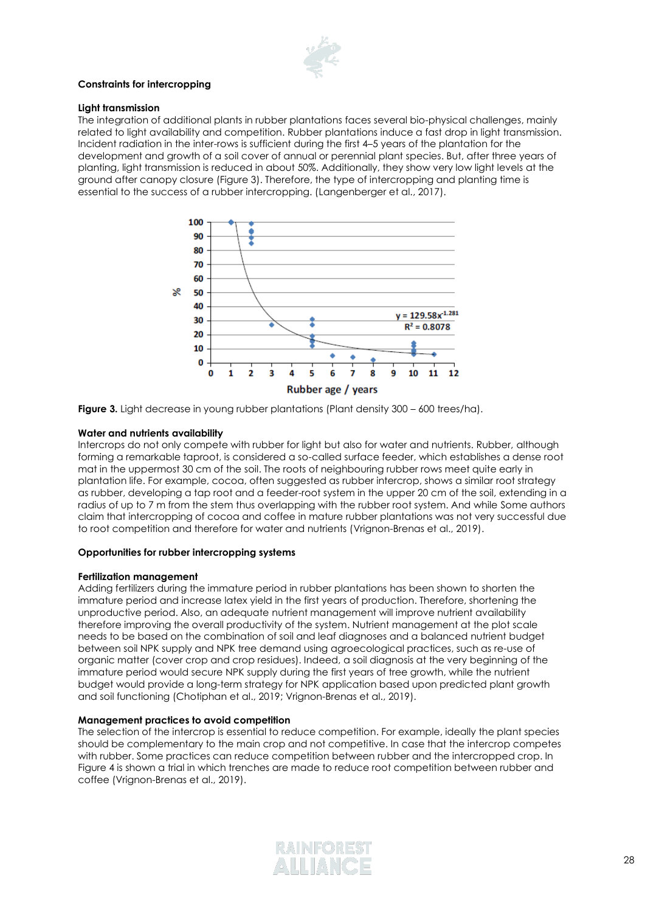**Constraints for intercropping**

**Light transmission**

The integration of additional plants in rubber plantations faces several bio-physical challenges, mainly related to light availability and competition. Rubber plantations induce a fast drop in light transmission. Incident radiation in the inter-rows is sufficient during the first 4–5 years of the plantation for the development and growth of a soil cover of annual or perennial plant species. But, after three years of planting, light transmission is reduced in about 50%. Additionally, they show very low light levels at the ground after canopy closure (Figure 3). Therefore, the type of intercropping and planting time is essential to the success of a rubber intercropping. (Langenberger et al., 2017).

**Figure 3.** Light decrease in young rubber plantations (Plant density 300 – 600 trees/ha).

**Water and nutrients availability**

Intercrops do not only compete with rubber for light but also for water and nutrients. Rubber, although forming a remarkable taproot, is considered a so-called surface feeder, which establishes a dense root mat in the uppermost 30 cm of the soil. The roots of neighbouring rubber rows meet quite early in plantation life. For example, cocoa, often suggested as rubber intercrop, shows a similar root strategy as rubber, developing a tap root and a feeder-root system in the upper 20 cm of the soil, extending in a radius of up to 7 m from the stem thus overlapping with the rubber root system. And while Some authors claim that intercropping of cocoa and coffee in mature rubber plantations was not very successful due to root competition and therefore for water and nutrients (Vrignon-Brenas et al., 2019).

**Opportunities for rubber intercropping systems**

**Fertilization management**

Adding fertilizers during the immature period in rubber plantations has been shown to shorten the immature period and increase latex yield in the first years of production. Therefore, shortening the unproductive period. Also, an adequate nutrient management will improve nutrient availability therefore improving the overall productivity of the system. Nutrient management at the plot scale needs to be based on the combination of soil and leaf diagnoses and a balanced nutrient budget between soil NPK supply and NPK tree demand using agroecological practices, such as re-use of organic matter (cover crop and crop residues). Indeed, a soil diagnosis at the very beginning of the immature period would secure NPK supply during the first years of tree growth, while the nutrient budget would provide a long-term strategy for NPK application based upon predicted plant growth and soil functioning (Chotiphan et al., 2019; Vrignon-Brenas et al., 2019).

**Management practices to avoid competition**

The selection of the intercrop is essential to reduce competition. For example, ideally the plant species should be complementary to the main crop and not competitive. In case that the intercrop competes with rubber. Some practices can reduce competition between rubber and the intercropped crop. In Figure 4 is shown a trial in which trenches are made to reduce root competition between rubber and coffee (Vrignon-Brenas et al., 2019).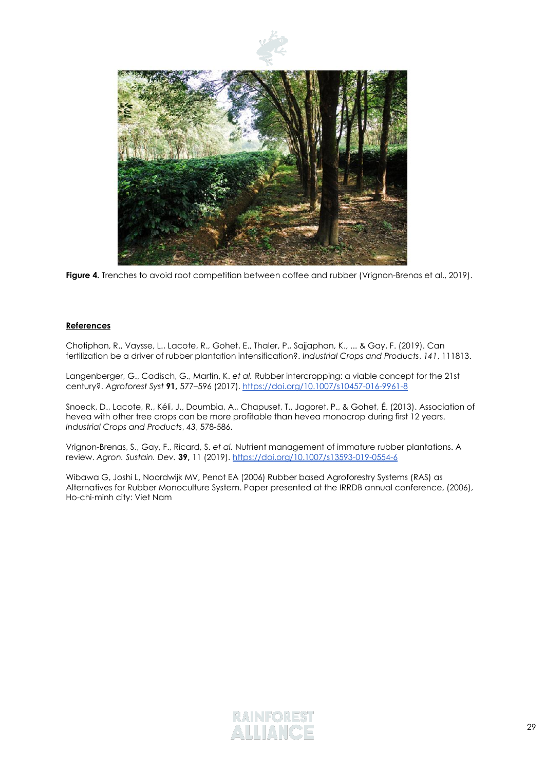**Figure 4.** Trenches to avoid root competition between coffee and rubber (Vrignon-Brenas et al., 2019).

**References**

Chotiphan, R., Vaysse, L., Lacote, R., Gohet, E., Thaler, P., Sajjaphan, K., ... & Gay, F. (2019). Can fertilization be a driver of rubber plantation intensification?. *Industrial Crops and Products*, *141*, 111813.

Langenberger, G., Cadisch, G., Martin, K. *et al.* Rubber intercropping: a viable concept for the 21st century?. *Agroforest Syst* **91,** 577–596 (2017). https://doi.org/10.1007/s10457-016-9961-8

Snoeck, D., Lacote, R., Kéli, J., Doumbia, A., Chapuset, T., Jagoret, P., & Gohet, É. (2013). Association of hevea with other tree crops can be more profitable than hevea monocrop during first 12 years. *Industrial Crops and Products*, *43*, 578-586.

Vrignon-Brenas, S., Gay, F., Ricard, S. *et al.* Nutrient management of immature rubber plantations. A review. *Agron. Sustain. Dev.* **39,** 11 (2019). https://doi.org/10.1007/s13593-019-0554-6

Wibawa G, Joshi L, Noordwijk MV, Penot EA (2006) Rubber based Agroforestry Systems (RAS) as Alternatives for Rubber Monoculture System. Paper presented at the IRRDB annual conference, (2006), Ho-chi-minh city: Viet Nam